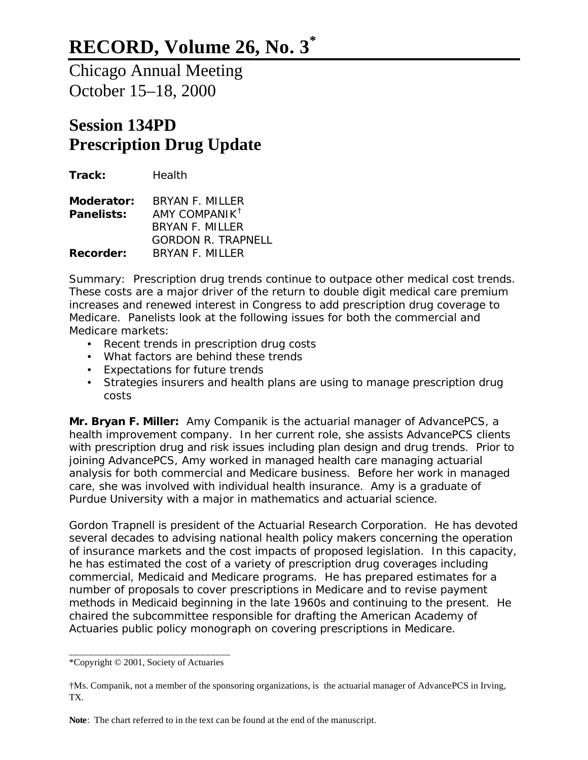# RECORD, Volume 26, No. 3*

Chicago Annual Meeting
October 15–18, 2000

## Session 134PD
## Prescription Drug Update

**Track:** Health

**Moderator:** BRYAN F. MILLER
**Panelists:** AMY COMPANIK†
BRYAN F. MILLER
GORDON R. TRAPNELL
**Recorder:** BRYAN F. MILLER

Summary: Prescription drug trends continue to outpace other medical cost trends. These costs are a major driver of the return to double digit medical care premium increases and renewed interest in Congress to add prescription drug coverage to Medicare. Panelists look at the following issues for both the commercial and Medicare markets:

- Recent trends in prescription drug costs
- What factors are behind these trends
- Expectations for future trends
- Strategies insurers and health plans are using to manage prescription drug costs

**Mr. Bryan F. Miller:** Amy Companik is the actuarial manager of AdvancePCS, a health improvement company. In her current role, she assists AdvancePCS clients with prescription drug and risk issues including plan design and drug trends. Prior to joining AdvancePCS, Amy worked in managed health care managing actuarial analysis for both commercial and Medicare business. Before her work in managed care, she was involved with individual health insurance. Amy is a graduate of Purdue University with a major in mathematics and actuarial science.

Gordon Trapnell is president of the Actuarial Research Corporation. He has devoted several decades to advising national health policy makers concerning the operation of insurance markets and the cost impacts of proposed legislation. In this capacity, he has estimated the cost of a variety of prescription drug coverages including commercial, Medicaid and Medicare programs. He has prepared estimates for a number of proposals to cover prescriptions in Medicare and to revise payment methods in Medicaid beginning in the late 1960s and continuing to the present. He chaired the subcommittee responsible for drafting the American Academy of Actuaries public policy monograph on covering prescriptions in Medicare.

---

*Copyright © 2001, Society of Actuaries

†Ms. Companik, not a member of the sponsoring organizations, is the actuarial manager of AdvancePCS in Irving, TX.

**Note**: The chart referred to in the text can be found at the end of the manuscript.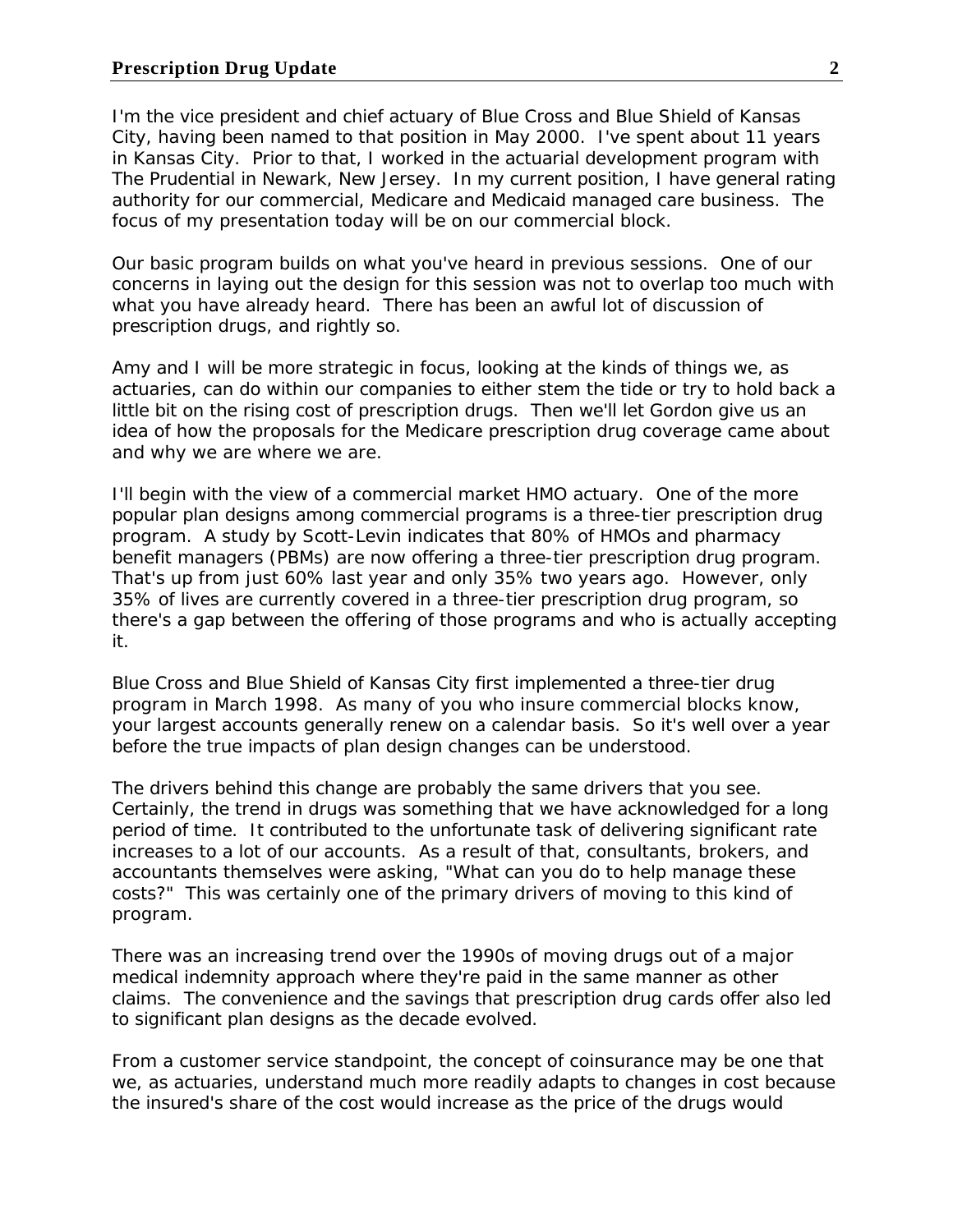I'm the vice president and chief actuary of Blue Cross and Blue Shield of Kansas City, having been named to that position in May 2000. I've spent about 11 years in Kansas City. Prior to that, I worked in the actuarial development program with The Prudential in Newark, New Jersey. In my current position, I have general rating authority for our commercial, Medicare and Medicaid managed care business. The focus of my presentation today will be on our commercial block.

Our basic program builds on what you've heard in previous sessions. One of our concerns in laying out the design for this session was not to overlap too much with what you have already heard. There has been an awful lot of discussion of prescription drugs, and rightly so.

Amy and I will be more strategic in focus, looking at the kinds of things we, as actuaries, can do within our companies to either stem the tide or try to hold back a little bit on the rising cost of prescription drugs. Then we'll let Gordon give us an idea of how the proposals for the Medicare prescription drug coverage came about and why we are where we are.

I'll begin with the view of a commercial market HMO actuary. One of the more popular plan designs among commercial programs is a three-tier prescription drug program. A study by Scott-Levin indicates that 80% of HMOs and pharmacy benefit managers (PBMs) are now offering a three-tier prescription drug program. That's up from just 60% last year and only 35% two years ago. However, only 35% of lives are currently covered in a three-tier prescription drug program, so there's a gap between the offering of those programs and who is actually accepting it.

Blue Cross and Blue Shield of Kansas City first implemented a three-tier drug program in March 1998. As many of you who insure commercial blocks know, your largest accounts generally renew on a calendar basis. So it's well over a year before the true impacts of plan design changes can be understood.

The drivers behind this change are probably the same drivers that you see. Certainly, the trend in drugs was something that we have acknowledged for a long period of time. It contributed to the unfortunate task of delivering significant rate increases to a lot of our accounts. As a result of that, consultants, brokers, and accountants themselves were asking, "What can you do to help manage these costs?" This was certainly one of the primary drivers of moving to this kind of program.

There was an increasing trend over the 1990s of moving drugs out of a major medical indemnity approach where they're paid in the same manner as other claims. The convenience and the savings that prescription drug cards offer also led to significant plan designs as the decade evolved.

From a customer service standpoint, the concept of coinsurance may be one that we, as actuaries, understand much more readily adapts to changes in cost because the insured's share of the cost would increase as the price of the drugs would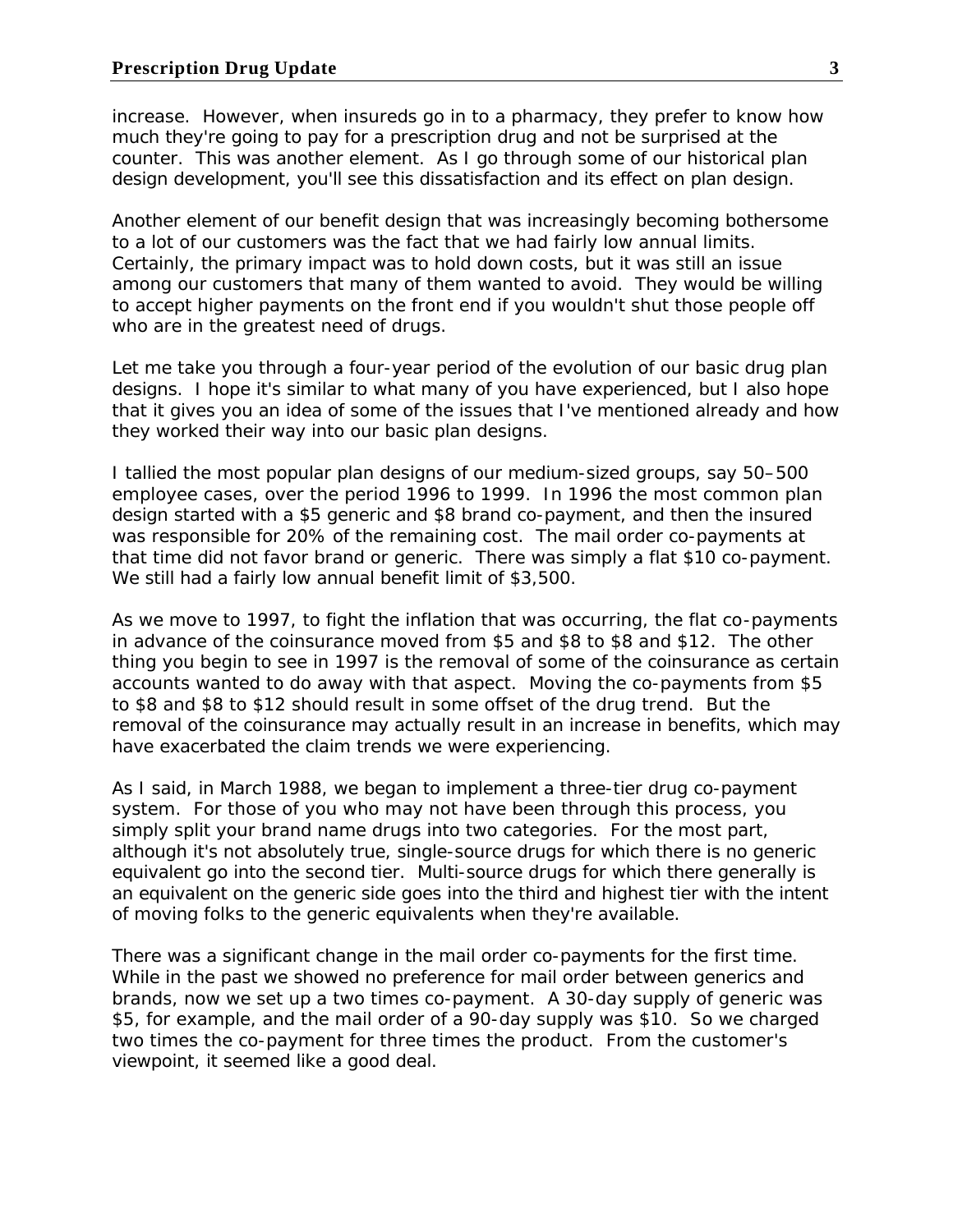increase. However, when insureds go in to a pharmacy, they prefer to know how much they're going to pay for a prescription drug and not be surprised at the counter. This was another element. As I go through some of our historical plan design development, you'll see this dissatisfaction and its effect on plan design.

Another element of our benefit design that was increasingly becoming bothersome to a lot of our customers was the fact that we had fairly low annual limits. Certainly, the primary impact was to hold down costs, but it was still an issue among our customers that many of them wanted to avoid. They would be willing to accept higher payments on the front end if you wouldn't shut those people off who are in the greatest need of drugs.

Let me take you through a four-year period of the evolution of our basic drug plan designs. I hope it's similar to what many of you have experienced, but I also hope that it gives you an idea of some of the issues that I've mentioned already and how they worked their way into our basic plan designs.

I tallied the most popular plan designs of our medium-sized groups, say 50–500 employee cases, over the period 1996 to 1999. In 1996 the most common plan design started with a $5 generic and $8 brand co-payment, and then the insured was responsible for 20% of the remaining cost. The mail order co-payments at that time did not favor brand or generic. There was simply a flat $10 co-payment. We still had a fairly low annual benefit limit of $3,500.

As we move to 1997, to fight the inflation that was occurring, the flat co-payments in advance of the coinsurance moved from $5 and $8 to $8 and $12. The other thing you begin to see in 1997 is the removal of some of the coinsurance as certain accounts wanted to do away with that aspect. Moving the co-payments from $5 to $8 and $8 to $12 should result in some offset of the drug trend. But the removal of the coinsurance may actually result in an increase in benefits, which may have exacerbated the claim trends we were experiencing.

As I said, in March 1988, we began to implement a three-tier drug co-payment system. For those of you who may not have been through this process, you simply split your brand name drugs into two categories. For the most part, although it's not absolutely true, single-source drugs for which there is no generic equivalent go into the second tier. Multi-source drugs for which there generally is an equivalent on the generic side goes into the third and highest tier with the intent of moving folks to the generic equivalents when they're available.

There was a significant change in the mail order co-payments for the first time. While in the past we showed no preference for mail order between generics and brands, now we set up a two times co-payment. A 30-day supply of generic was $5, for example, and the mail order of a 90-day supply was $10. So we charged two times the co-payment for three times the product. From the customer's viewpoint, it seemed like a good deal.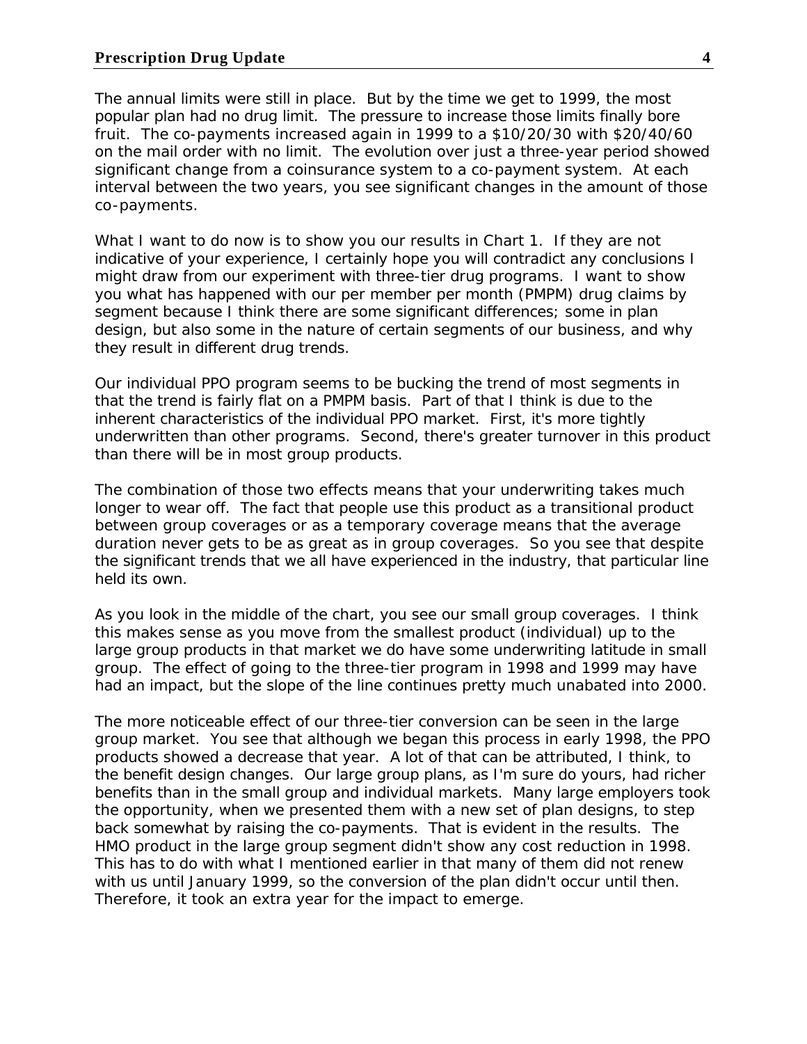The annual limits were still in place. But by the time we get to 1999, the most popular plan had no drug limit. The pressure to increase those limits finally bore fruit. The co-payments increased again in 1999 to a $10/20/30 with $20/40/60 on the mail order with no limit. The evolution over just a three-year period showed significant change from a coinsurance system to a co-payment system. At each interval between the two years, you see significant changes in the amount of those co-payments.

What I want to do now is to show you our results in Chart 1. If they are not indicative of your experience, I certainly hope you will contradict any conclusions I might draw from our experiment with three-tier drug programs. I want to show you what has happened with our per member per month (PMPM) drug claims by segment because I think there are some significant differences; some in plan design, but also some in the nature of certain segments of our business, and why they result in different drug trends.

Our individual PPO program seems to be bucking the trend of most segments in that the trend is fairly flat on a PMPM basis. Part of that I think is due to the inherent characteristics of the individual PPO market. First, it's more tightly underwritten than other programs. Second, there's greater turnover in this product than there will be in most group products.

The combination of those two effects means that your underwriting takes much longer to wear off. The fact that people use this product as a transitional product between group coverages or as a temporary coverage means that the average duration never gets to be as great as in group coverages. So you see that despite the significant trends that we all have experienced in the industry, that particular line held its own.

As you look in the middle of the chart, you see our small group coverages. I think this makes sense as you move from the smallest product (individual) up to the large group products in that market we do have some underwriting latitude in small group. The effect of going to the three-tier program in 1998 and 1999 may have had an impact, but the slope of the line continues pretty much unabated into 2000.

The more noticeable effect of our three-tier conversion can be seen in the large group market. You see that although we began this process in early 1998, the PPO products showed a decrease that year. A lot of that can be attributed, I think, to the benefit design changes. Our large group plans, as I'm sure do yours, had richer benefits than in the small group and individual markets. Many large employers took the opportunity, when we presented them with a new set of plan designs, to step back somewhat by raising the co-payments. That is evident in the results. The HMO product in the large group segment didn't show any cost reduction in 1998. This has to do with what I mentioned earlier in that many of them did not renew with us until January 1999, so the conversion of the plan didn't occur until then. Therefore, it took an extra year for the impact to emerge.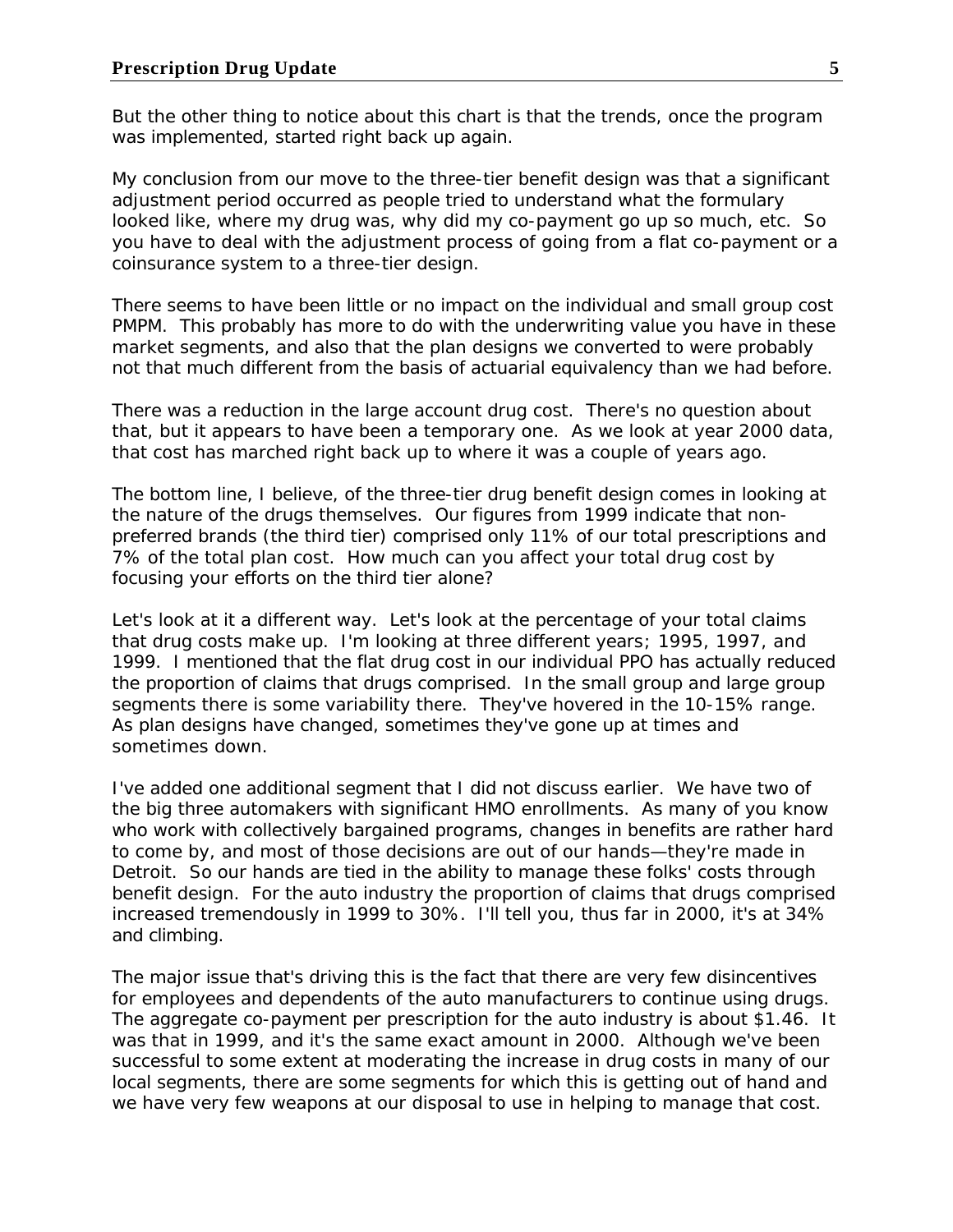But the other thing to notice about this chart is that the trends, once the program was implemented, started right back up again.

My conclusion from our move to the three-tier benefit design was that a significant adjustment period occurred as people tried to understand what the formulary looked like, where my drug was, why did my co-payment go up so much, etc. So you have to deal with the adjustment process of going from a flat co-payment or a coinsurance system to a three-tier design.

There seems to have been little or no impact on the individual and small group cost PMPM. This probably has more to do with the underwriting value you have in these market segments, and also that the plan designs we converted to were probably not that much different from the basis of actuarial equivalency than we had before.

There was a reduction in the large account drug cost. There's no question about that, but it appears to have been a temporary one. As we look at year 2000 data, that cost has marched right back up to where it was a couple of years ago.

The bottom line, I believe, of the three-tier drug benefit design comes in looking at the nature of the drugs themselves. Our figures from 1999 indicate that non-preferred brands (the third tier) comprised only 11% of our total prescriptions and 7% of the total plan cost. How much can you affect your total drug cost by focusing your efforts on the third tier alone?

Let's look at it a different way. Let's look at the percentage of your total claims that drug costs make up. I'm looking at three different years; 1995, 1997, and 1999. I mentioned that the flat drug cost in our individual PPO has actually reduced the proportion of claims that drugs comprised. In the small group and large group segments there is some variability there. They've hovered in the 10-15% range. As plan designs have changed, sometimes they've gone up at times and sometimes down.

I've added one additional segment that I did not discuss earlier. We have two of the big three automakers with significant HMO enrollments. As many of you know who work with collectively bargained programs, changes in benefits are rather hard to come by, and most of those decisions are out of our hands—they're made in Detroit. So our hands are tied in the ability to manage these folks' costs through benefit design. For the auto industry the proportion of claims that drugs comprised increased tremendously in 1999 to 30%. I'll tell you, thus far in 2000, it's at 34% and climbing.

The major issue that's driving this is the fact that there are very few disincentives for employees and dependents of the auto manufacturers to continue using drugs. The aggregate co-payment per prescription for the auto industry is about $1.46. It was that in 1999, and it's the same exact amount in 2000. Although we've been successful to some extent at moderating the increase in drug costs in many of our local segments, there are some segments for which this is getting out of hand and we have very few weapons at our disposal to use in helping to manage that cost.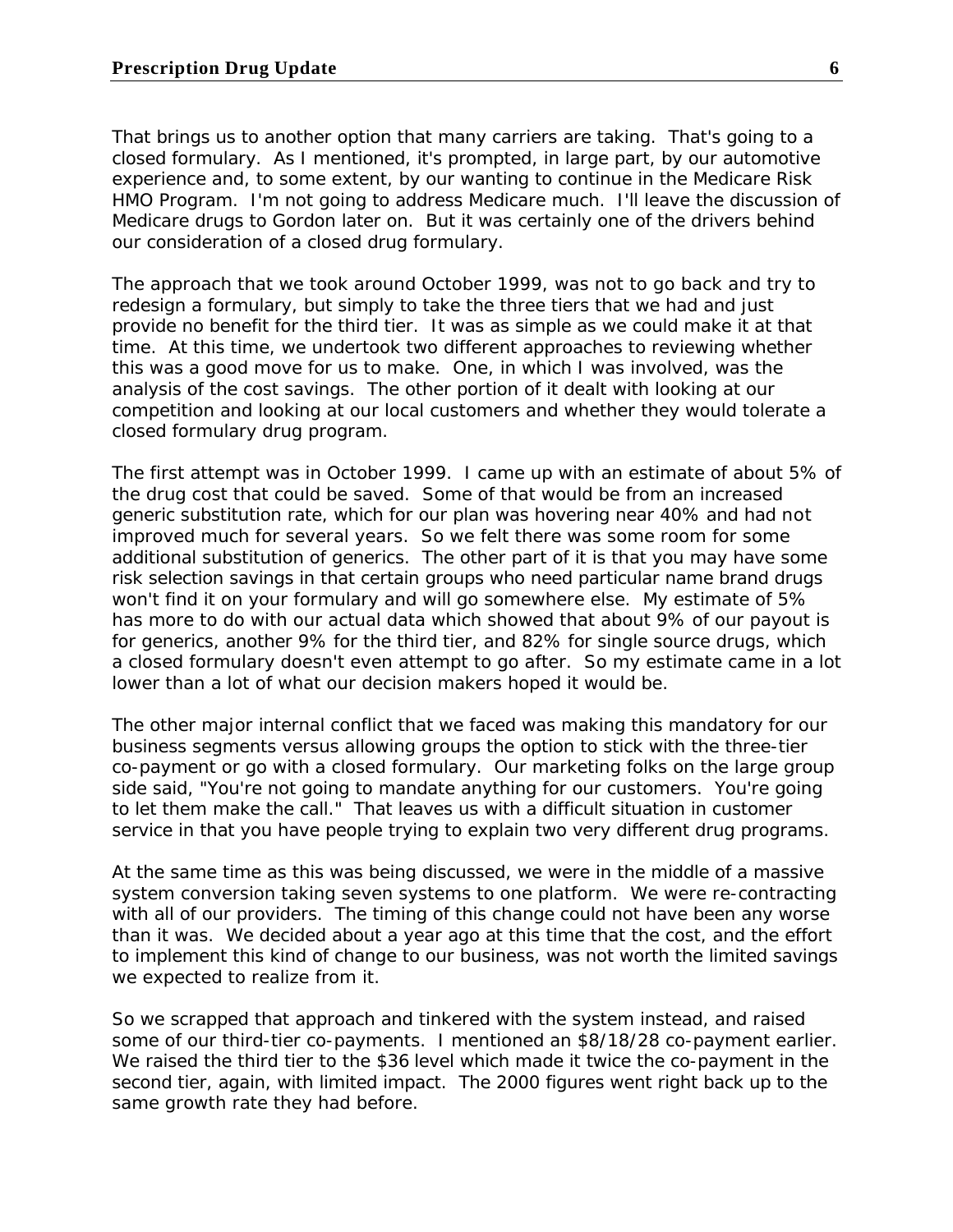That brings us to another option that many carriers are taking. That's going to a closed formulary. As I mentioned, it's prompted, in large part, by our automotive experience and, to some extent, by our wanting to continue in the Medicare Risk HMO Program. I'm not going to address Medicare much. I'll leave the discussion of Medicare drugs to Gordon later on. But it was certainly one of the drivers behind our consideration of a closed drug formulary.

The approach that we took around October 1999, was not to go back and try to redesign a formulary, but simply to take the three tiers that we had and just provide no benefit for the third tier. It was as simple as we could make it at that time. At this time, we undertook two different approaches to reviewing whether this was a good move for us to make. One, in which I was involved, was the analysis of the cost savings. The other portion of it dealt with looking at our competition and looking at our local customers and whether they would tolerate a closed formulary drug program.

The first attempt was in October 1999. I came up with an estimate of about 5% of the drug cost that could be saved. Some of that would be from an increased generic substitution rate, which for our plan was hovering near 40% and had not improved much for several years. So we felt there was some room for some additional substitution of generics. The other part of it is that you may have some risk selection savings in that certain groups who need particular name brand drugs won't find it on your formulary and will go somewhere else. My estimate of 5% has more to do with our actual data which showed that about 9% of our payout is for generics, another 9% for the third tier, and 82% for single source drugs, which a closed formulary doesn't even attempt to go after. So my estimate came in a lot lower than a lot of what our decision makers hoped it would be.

The other major internal conflict that we faced was making this mandatory for our business segments versus allowing groups the option to stick with the three-tier co-payment or go with a closed formulary. Our marketing folks on the large group side said, "You're not going to mandate anything for our customers. You're going to let them make the call." That leaves us with a difficult situation in customer service in that you have people trying to explain two very different drug programs.

At the same time as this was being discussed, we were in the middle of a massive system conversion taking seven systems to one platform. We were re-contracting with all of our providers. The timing of this change could not have been any worse than it was. We decided about a year ago at this time that the cost, and the effort to implement this kind of change to our business, was not worth the limited savings we expected to realize from it.

So we scrapped that approach and tinkered with the system instead, and raised some of our third-tier co-payments. I mentioned an $8/18/28 co-payment earlier. We raised the third tier to the $36 level which made it twice the co-payment in the second tier, again, with limited impact. The 2000 figures went right back up to the same growth rate they had before.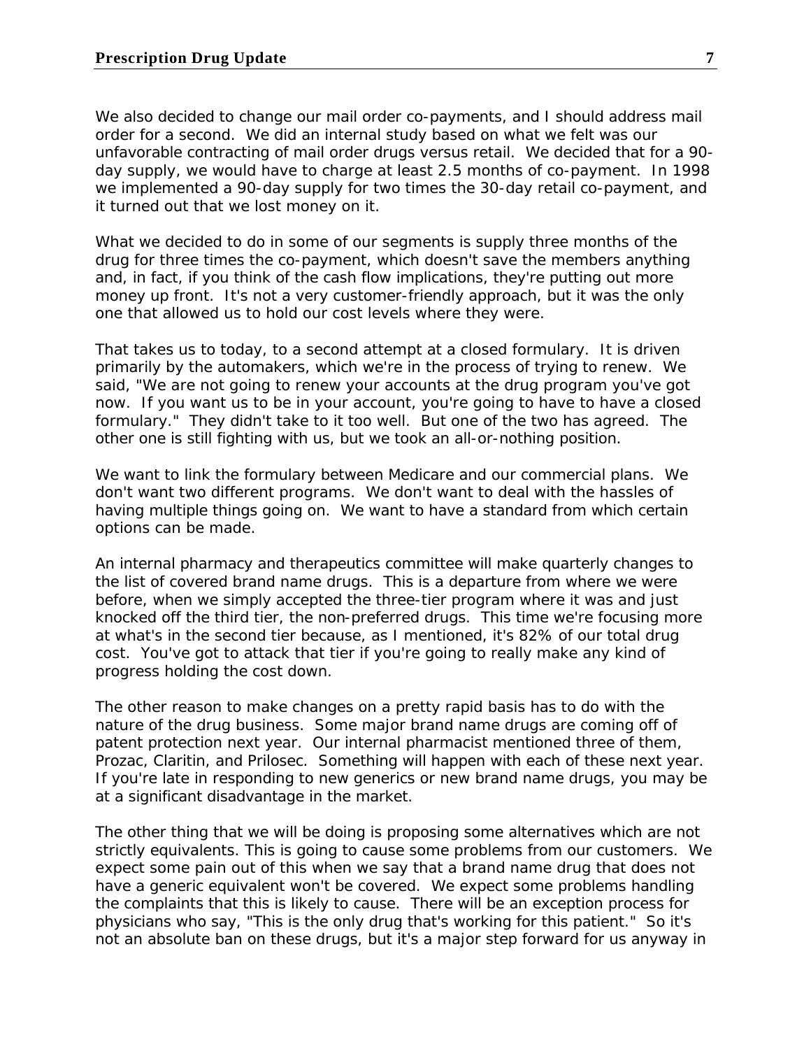We also decided to change our mail order co-payments, and I should address mail order for a second. We did an internal study based on what we felt was our unfavorable contracting of mail order drugs versus retail. We decided that for a 90-day supply, we would have to charge at least 2.5 months of co-payment. In 1998 we implemented a 90-day supply for two times the 30-day retail co-payment, and it turned out that we lost money on it.

What we decided to do in some of our segments is supply three months of the drug for three times the co-payment, which doesn't save the members anything and, in fact, if you think of the cash flow implications, they're putting out more money up front. It's not a very customer-friendly approach, but it was the only one that allowed us to hold our cost levels where they were.

That takes us to today, to a second attempt at a closed formulary. It is driven primarily by the automakers, which we're in the process of trying to renew. We said, "We are not going to renew your accounts at the drug program you've got now. If you want us to be in your account, you're going to have to have a closed formulary." They didn't take to it too well. But one of the two has agreed. The other one is still fighting with us, but we took an all-or-nothing position.

We want to link the formulary between Medicare and our commercial plans. We don't want two different programs. We don't want to deal with the hassles of having multiple things going on. We want to have a standard from which certain options can be made.

An internal pharmacy and therapeutics committee will make quarterly changes to the list of covered brand name drugs. This is a departure from where we were before, when we simply accepted the three-tier program where it was and just knocked off the third tier, the non-preferred drugs. This time we're focusing more at what's in the second tier because, as I mentioned, it's 82% of our total drug cost. You've got to attack that tier if you're going to really make any kind of progress holding the cost down.

The other reason to make changes on a pretty rapid basis has to do with the nature of the drug business. Some major brand name drugs are coming off of patent protection next year. Our internal pharmacist mentioned three of them, Prozac, Claritin, and Prilosec. Something will happen with each of these next year. If you're late in responding to new generics or new brand name drugs, you may be at a significant disadvantage in the market.

The other thing that we will be doing is proposing some alternatives which are not strictly equivalents. This is going to cause some problems from our customers. We expect some pain out of this when we say that a brand name drug that does not have a generic equivalent won't be covered. We expect some problems handling the complaints that this is likely to cause. There will be an exception process for physicians who say, "This is the only drug that's working for this patient." So it's not an absolute ban on these drugs, but it's a major step forward for us anyway in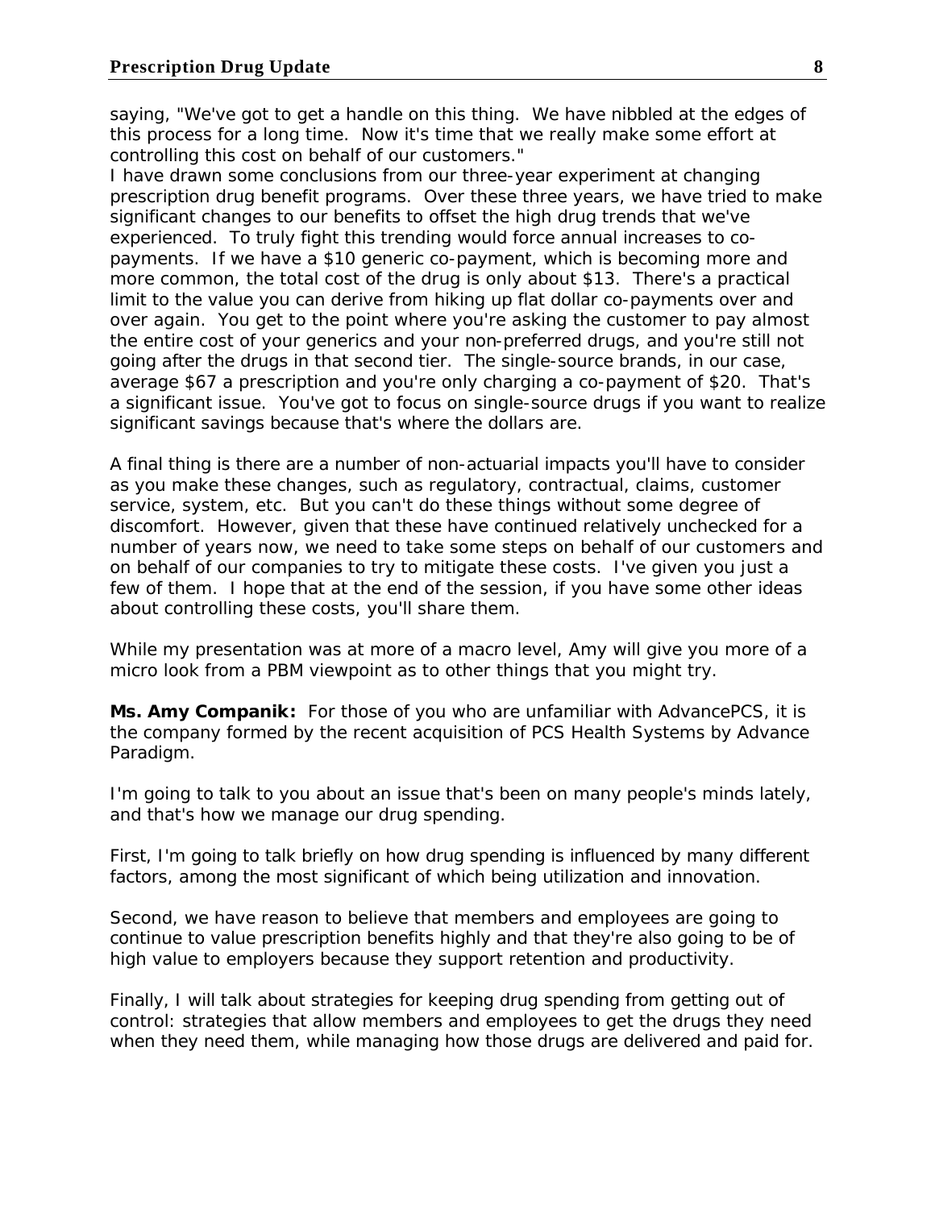saying, "We've got to get a handle on this thing. We have nibbled at the edges of this process for a long time. Now it's time that we really make some effort at controlling this cost on behalf of our customers."
I have drawn some conclusions from our three-year experiment at changing prescription drug benefit programs. Over these three years, we have tried to make significant changes to our benefits to offset the high drug trends that we've experienced. To truly fight this trending would force annual increases to co-payments. If we have a $10 generic co-payment, which is becoming more and more common, the total cost of the drug is only about $13. There's a practical limit to the value you can derive from hiking up flat dollar co-payments over and over again. You get to the point where you're asking the customer to pay almost the entire cost of your generics and your non-preferred drugs, and you're still not going after the drugs in that second tier. The single-source brands, in our case, average $67 a prescription and you're only charging a co-payment of $20. That's a significant issue. You've got to focus on single-source drugs if you want to realize significant savings because that's where the dollars are.

A final thing is there are a number of non-actuarial impacts you'll have to consider as you make these changes, such as regulatory, contractual, claims, customer service, system, etc. But you can't do these things without some degree of discomfort. However, given that these have continued relatively unchecked for a number of years now, we need to take some steps on behalf of our customers and on behalf of our companies to try to mitigate these costs. I've given you just a few of them. I hope that at the end of the session, if you have some other ideas about controlling these costs, you'll share them.

While my presentation was at more of a macro level, Amy will give you more of a micro look from a PBM viewpoint as to other things that you might try.

**Ms. Amy Companik:** For those of you who are unfamiliar with AdvancePCS, it is the company formed by the recent acquisition of PCS Health Systems by Advance Paradigm.

I'm going to talk to you about an issue that's been on many people's minds lately, and that's how we manage our drug spending.

First, I'm going to talk briefly on how drug spending is influenced by many different factors, among the most significant of which being utilization and innovation.

Second, we have reason to believe that members and employees are going to continue to value prescription benefits highly and that they're also going to be of high value to employers because they support retention and productivity.

Finally, I will talk about strategies for keeping drug spending from getting out of control: strategies that allow members and employees to get the drugs they need when they need them, while managing how those drugs are delivered and paid for.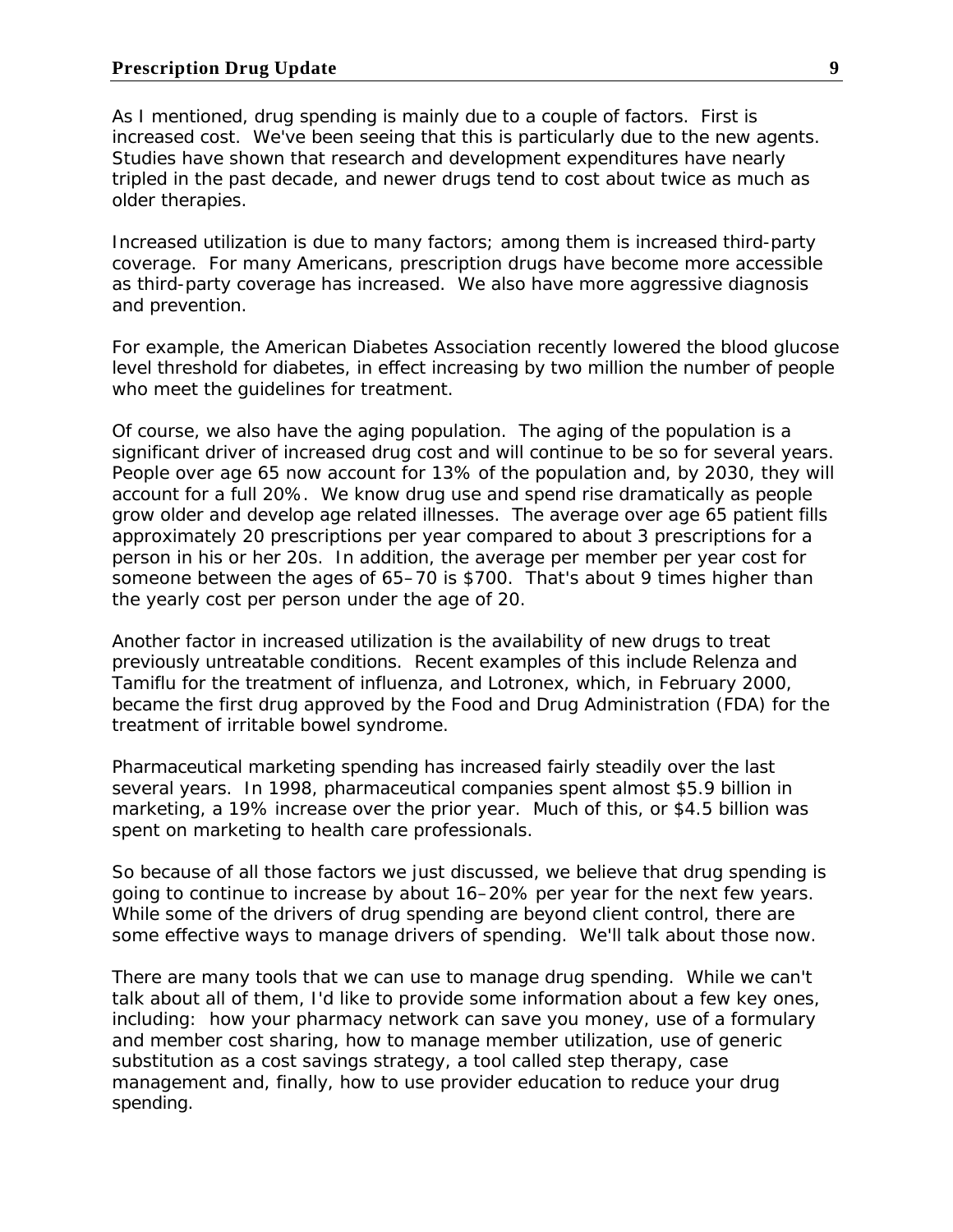As I mentioned, drug spending is mainly due to a couple of factors. First is increased cost. We've been seeing that this is particularly due to the new agents. Studies have shown that research and development expenditures have nearly tripled in the past decade, and newer drugs tend to cost about twice as much as older therapies.

Increased utilization is due to many factors; among them is increased third-party coverage. For many Americans, prescription drugs have become more accessible as third-party coverage has increased. We also have more aggressive diagnosis and prevention.

For example, the American Diabetes Association recently lowered the blood glucose level threshold for diabetes, in effect increasing by two million the number of people who meet the guidelines for treatment.

Of course, we also have the aging population. The aging of the population is a significant driver of increased drug cost and will continue to be so for several years. People over age 65 now account for 13% of the population and, by 2030, they will account for a full 20%. We know drug use and spend rise dramatically as people grow older and develop age related illnesses. The average over age 65 patient fills approximately 20 prescriptions per year compared to about 3 prescriptions for a person in his or her 20s. In addition, the average per member per year cost for someone between the ages of 65–70 is $700. That's about 9 times higher than the yearly cost per person under the age of 20.

Another factor in increased utilization is the availability of new drugs to treat previously untreatable conditions. Recent examples of this include Relenza and Tamiflu for the treatment of influenza, and Lotronex, which, in February 2000, became the first drug approved by the Food and Drug Administration (FDA) for the treatment of irritable bowel syndrome.

Pharmaceutical marketing spending has increased fairly steadily over the last several years. In 1998, pharmaceutical companies spent almost $5.9 billion in marketing, a 19% increase over the prior year. Much of this, or $4.5 billion was spent on marketing to health care professionals.

So because of all those factors we just discussed, we believe that drug spending is going to continue to increase by about 16–20% per year for the next few years. While some of the drivers of drug spending are beyond client control, there are some effective ways to manage drivers of spending. We'll talk about those now.

There are many tools that we can use to manage drug spending. While we can't talk about all of them, I'd like to provide some information about a few key ones, including: how your pharmacy network can save you money, use of a formulary and member cost sharing, how to manage member utilization, use of generic substitution as a cost savings strategy, a tool called step therapy, case management and, finally, how to use provider education to reduce your drug spending.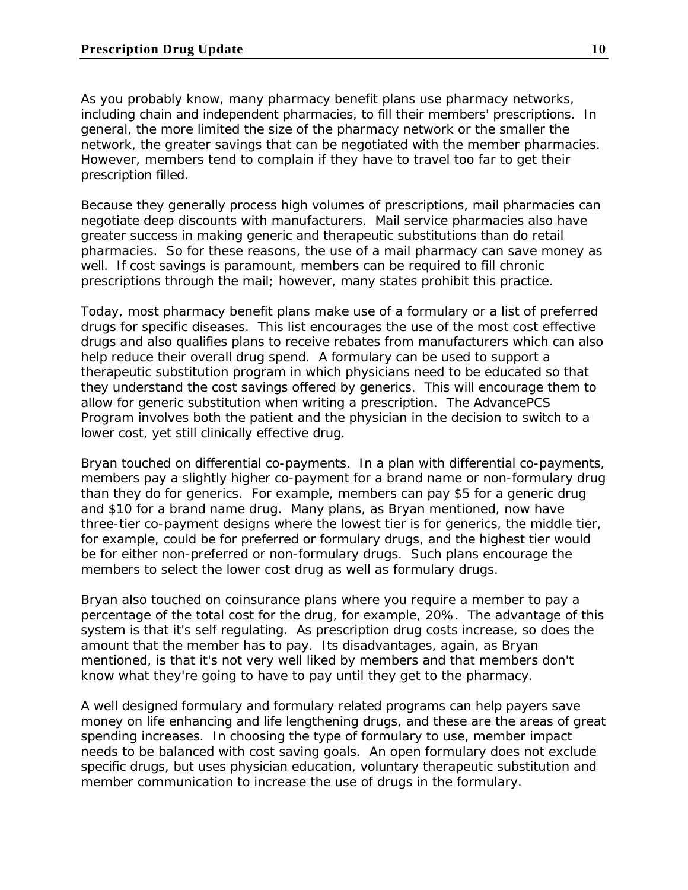As you probably know, many pharmacy benefit plans use pharmacy networks, including chain and independent pharmacies, to fill their members' prescriptions. In general, the more limited the size of the pharmacy network or the smaller the network, the greater savings that can be negotiated with the member pharmacies. However, members tend to complain if they have to travel too far to get their prescription filled.

Because they generally process high volumes of prescriptions, mail pharmacies can negotiate deep discounts with manufacturers. Mail service pharmacies also have greater success in making generic and therapeutic substitutions than do retail pharmacies. So for these reasons, the use of a mail pharmacy can save money as well. If cost savings is paramount, members can be required to fill chronic prescriptions through the mail; however, many states prohibit this practice.

Today, most pharmacy benefit plans make use of a formulary or a list of preferred drugs for specific diseases. This list encourages the use of the most cost effective drugs and also qualifies plans to receive rebates from manufacturers which can also help reduce their overall drug spend. A formulary can be used to support a therapeutic substitution program in which physicians need to be educated so that they understand the cost savings offered by generics. This will encourage them to allow for generic substitution when writing a prescription. The AdvancePCS Program involves both the patient and the physician in the decision to switch to a lower cost, yet still clinically effective drug.

Bryan touched on differential co-payments. In a plan with differential co-payments, members pay a slightly higher co-payment for a brand name or non-formulary drug than they do for generics. For example, members can pay $5 for a generic drug and $10 for a brand name drug. Many plans, as Bryan mentioned, now have three-tier co-payment designs where the lowest tier is for generics, the middle tier, for example, could be for preferred or formulary drugs, and the highest tier would be for either non-preferred or non-formulary drugs. Such plans encourage the members to select the lower cost drug as well as formulary drugs.

Bryan also touched on coinsurance plans where you require a member to pay a percentage of the total cost for the drug, for example, 20%. The advantage of this system is that it's self regulating. As prescription drug costs increase, so does the amount that the member has to pay. Its disadvantages, again, as Bryan mentioned, is that it's not very well liked by members and that members don't know what they're going to have to pay until they get to the pharmacy.

A well designed formulary and formulary related programs can help payers save money on life enhancing and life lengthening drugs, and these are the areas of great spending increases. In choosing the type of formulary to use, member impact needs to be balanced with cost saving goals. An open formulary does not exclude specific drugs, but uses physician education, voluntary therapeutic substitution and member communication to increase the use of drugs in the formulary.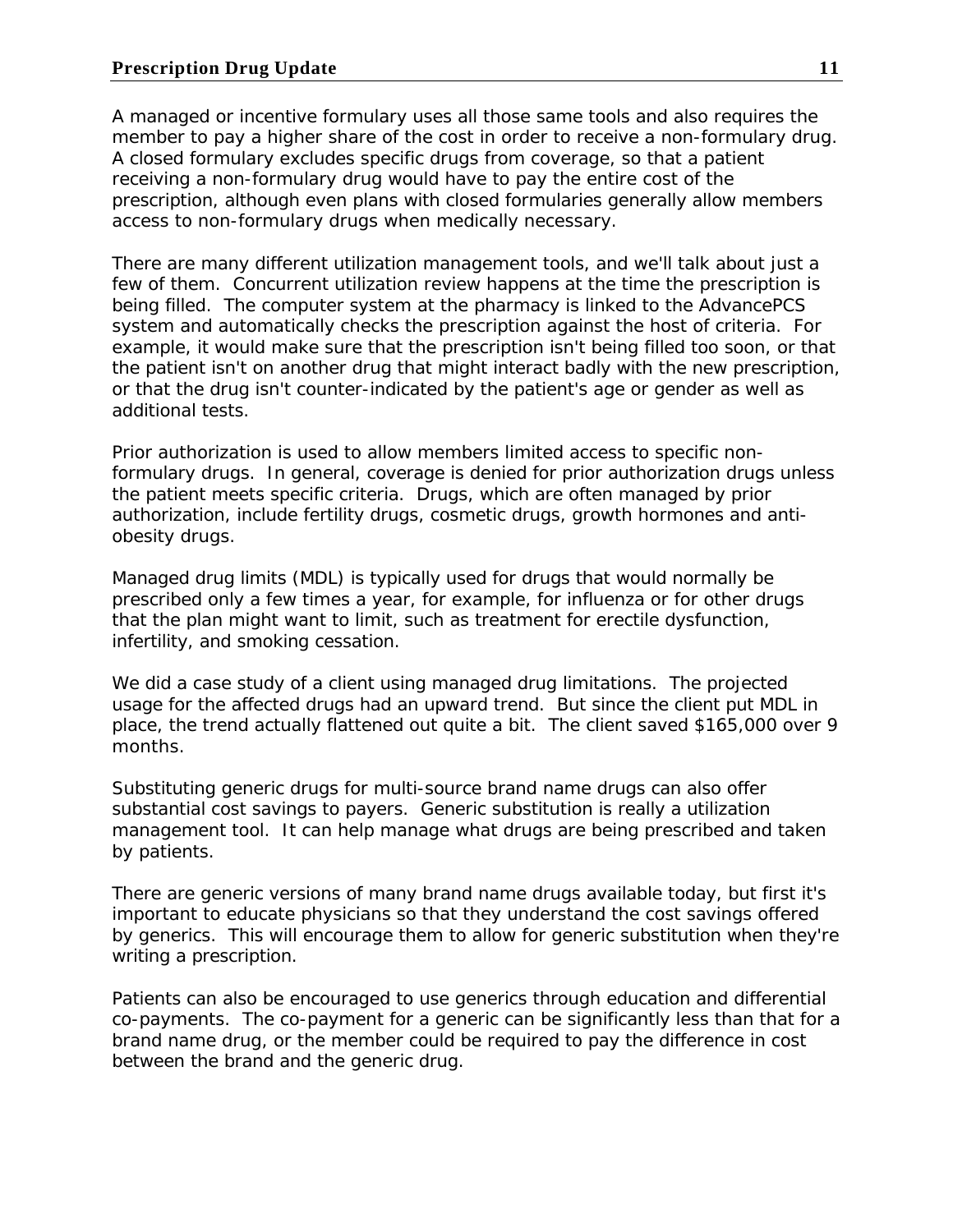A managed or incentive formulary uses all those same tools and also requires the member to pay a higher share of the cost in order to receive a non-formulary drug. A closed formulary excludes specific drugs from coverage, so that a patient receiving a non-formulary drug would have to pay the entire cost of the prescription, although even plans with closed formularies generally allow members access to non-formulary drugs when medically necessary.

There are many different utilization management tools, and we'll talk about just a few of them. Concurrent utilization review happens at the time the prescription is being filled. The computer system at the pharmacy is linked to the AdvancePCS system and automatically checks the prescription against the host of criteria. For example, it would make sure that the prescription isn't being filled too soon, or that the patient isn't on another drug that might interact badly with the new prescription, or that the drug isn't counter-indicated by the patient's age or gender as well as additional tests.

Prior authorization is used to allow members limited access to specific non-formulary drugs. In general, coverage is denied for prior authorization drugs unless the patient meets specific criteria. Drugs, which are often managed by prior authorization, include fertility drugs, cosmetic drugs, growth hormones and anti-obesity drugs.

Managed drug limits (MDL) is typically used for drugs that would normally be prescribed only a few times a year, for example, for influenza or for other drugs that the plan might want to limit, such as treatment for erectile dysfunction, infertility, and smoking cessation.

We did a case study of a client using managed drug limitations. The projected usage for the affected drugs had an upward trend. But since the client put MDL in place, the trend actually flattened out quite a bit. The client saved $165,000 over 9 months.

Substituting generic drugs for multi-source brand name drugs can also offer substantial cost savings to payers. Generic substitution is really a utilization management tool. It can help manage what drugs are being prescribed and taken by patients.

There are generic versions of many brand name drugs available today, but first it's important to educate physicians so that they understand the cost savings offered by generics. This will encourage them to allow for generic substitution when they're writing a prescription.

Patients can also be encouraged to use generics through education and differential co-payments. The co-payment for a generic can be significantly less than that for a brand name drug, or the member could be required to pay the difference in cost between the brand and the generic drug.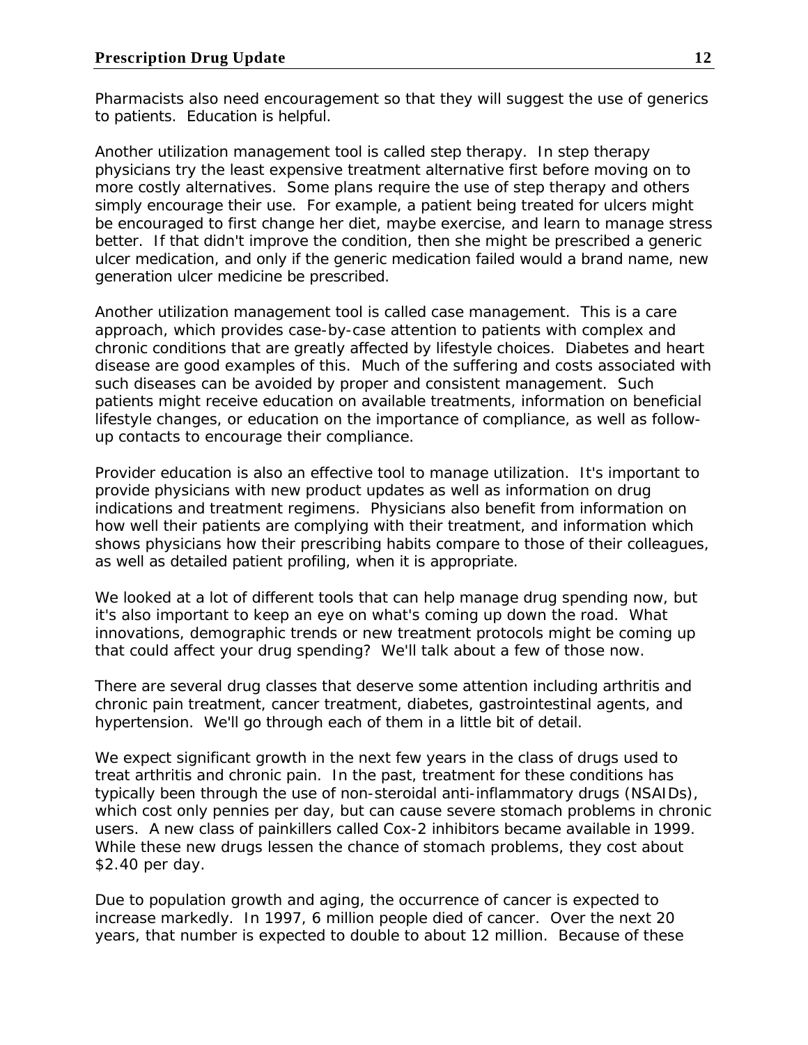Pharmacists also need encouragement so that they will suggest the use of generics to patients. Education is helpful.

Another utilization management tool is called step therapy. In step therapy physicians try the least expensive treatment alternative first before moving on to more costly alternatives. Some plans require the use of step therapy and others simply encourage their use. For example, a patient being treated for ulcers might be encouraged to first change her diet, maybe exercise, and learn to manage stress better. If that didn't improve the condition, then she might be prescribed a generic ulcer medication, and only if the generic medication failed would a brand name, new generation ulcer medicine be prescribed.

Another utilization management tool is called case management. This is a care approach, which provides case-by-case attention to patients with complex and chronic conditions that are greatly affected by lifestyle choices. Diabetes and heart disease are good examples of this. Much of the suffering and costs associated with such diseases can be avoided by proper and consistent management. Such patients might receive education on available treatments, information on beneficial lifestyle changes, or education on the importance of compliance, as well as follow-up contacts to encourage their compliance.

Provider education is also an effective tool to manage utilization. It's important to provide physicians with new product updates as well as information on drug indications and treatment regimens. Physicians also benefit from information on how well their patients are complying with their treatment, and information which shows physicians how their prescribing habits compare to those of their colleagues, as well as detailed patient profiling, when it is appropriate.

We looked at a lot of different tools that can help manage drug spending now, but it's also important to keep an eye on what's coming up down the road. What innovations, demographic trends or new treatment protocols might be coming up that could affect your drug spending? We'll talk about a few of those now.

There are several drug classes that deserve some attention including arthritis and chronic pain treatment, cancer treatment, diabetes, gastrointestinal agents, and hypertension. We'll go through each of them in a little bit of detail.

We expect significant growth in the next few years in the class of drugs used to treat arthritis and chronic pain. In the past, treatment for these conditions has typically been through the use of non-steroidal anti-inflammatory drugs (NSAIDs), which cost only pennies per day, but can cause severe stomach problems in chronic users. A new class of painkillers called Cox-2 inhibitors became available in 1999. While these new drugs lessen the chance of stomach problems, they cost about $2.40 per day.

Due to population growth and aging, the occurrence of cancer is expected to increase markedly. In 1997, 6 million people died of cancer. Over the next 20 years, that number is expected to double to about 12 million. Because of these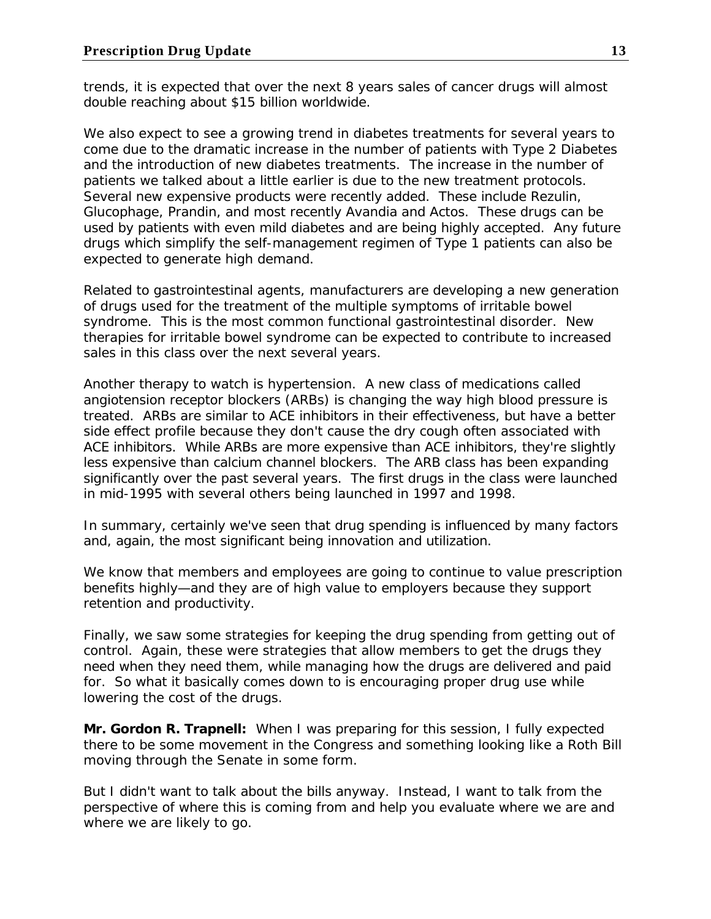trends, it is expected that over the next 8 years sales of cancer drugs will almost double reaching about $15 billion worldwide.

We also expect to see a growing trend in diabetes treatments for several years to come due to the dramatic increase in the number of patients with Type 2 Diabetes and the introduction of new diabetes treatments. The increase in the number of patients we talked about a little earlier is due to the new treatment protocols. Several new expensive products were recently added. These include Rezulin, Glucophage, Prandin, and most recently Avandia and Actos. These drugs can be used by patients with even mild diabetes and are being highly accepted. Any future drugs which simplify the self-management regimen of Type 1 patients can also be expected to generate high demand.

Related to gastrointestinal agents, manufacturers are developing a new generation of drugs used for the treatment of the multiple symptoms of irritable bowel syndrome. This is the most common functional gastrointestinal disorder. New therapies for irritable bowel syndrome can be expected to contribute to increased sales in this class over the next several years.

Another therapy to watch is hypertension. A new class of medications called angiotension receptor blockers (ARBs) is changing the way high blood pressure is treated. ARBs are similar to ACE inhibitors in their effectiveness, but have a better side effect profile because they don't cause the dry cough often associated with ACE inhibitors. While ARBs are more expensive than ACE inhibitors, they're slightly less expensive than calcium channel blockers. The ARB class has been expanding significantly over the past several years. The first drugs in the class were launched in mid-1995 with several others being launched in 1997 and 1998.

In summary, certainly we've seen that drug spending is influenced by many factors and, again, the most significant being innovation and utilization.

We know that members and employees are going to continue to value prescription benefits highly—and they are of high value to employers because they support retention and productivity.

Finally, we saw some strategies for keeping the drug spending from getting out of control. Again, these were strategies that allow members to get the drugs they need when they need them, while managing how the drugs are delivered and paid for. So what it basically comes down to is encouraging proper drug use while lowering the cost of the drugs.

**Mr. Gordon R. Trapnell:** When I was preparing for this session, I fully expected there to be some movement in the Congress and something looking like a Roth Bill moving through the Senate in some form.

But I didn't want to talk about the bills anyway. Instead, I want to talk from the perspective of where this is coming from and help you evaluate where we are and where we are likely to go.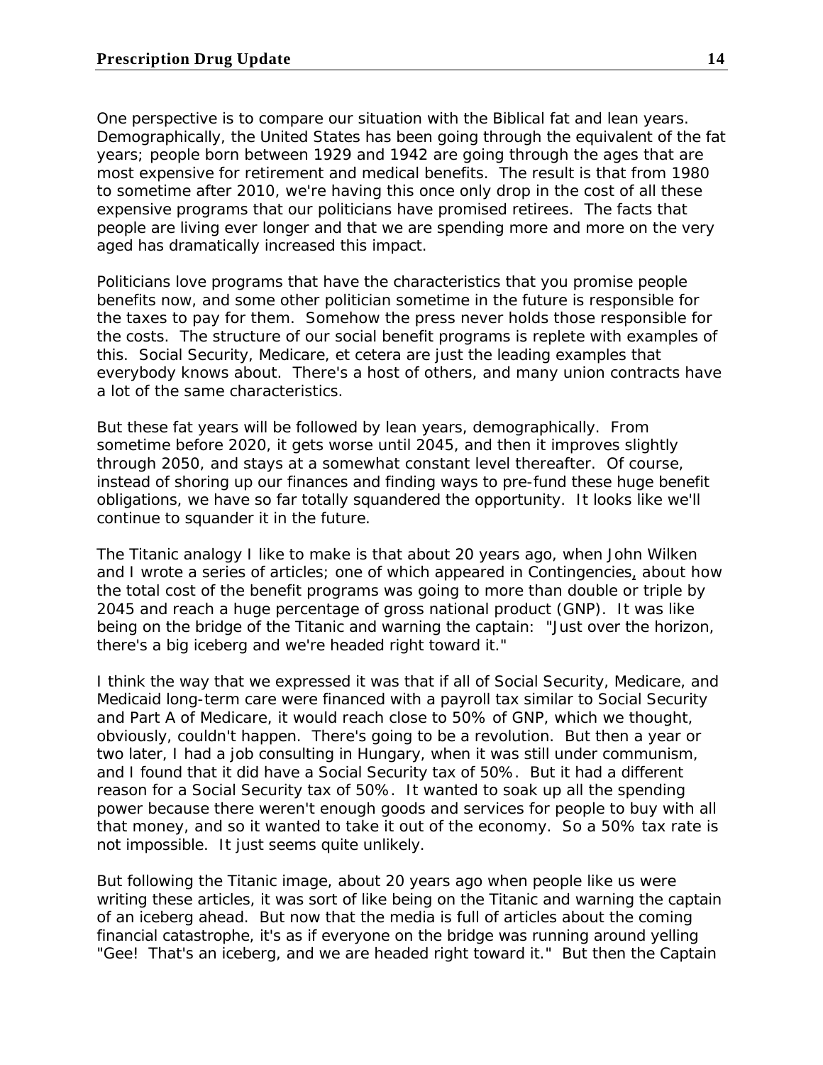One perspective is to compare our situation with the Biblical fat and lean years. Demographically, the United States has been going through the equivalent of the fat years; people born between 1929 and 1942 are going through the ages that are most expensive for retirement and medical benefits. The result is that from 1980 to sometime after 2010, we're having this once only drop in the cost of all these expensive programs that our politicians have promised retirees. The facts that people are living ever longer and that we are spending more and more on the very aged has dramatically increased this impact.

Politicians love programs that have the characteristics that you promise people benefits now, and some other politician sometime in the future is responsible for the taxes to pay for them. Somehow the press never holds those responsible for the costs. The structure of our social benefit programs is replete with examples of this. Social Security, Medicare, et cetera are just the leading examples that everybody knows about. There's a host of others, and many union contracts have a lot of the same characteristics.

But these fat years will be followed by lean years, demographically. From sometime before 2020, it gets worse until 2045, and then it improves slightly through 2050, and stays at a somewhat constant level thereafter. Of course, instead of shoring up our finances and finding ways to pre-fund these huge benefit obligations, we have so far totally squandered the opportunity. It looks like we'll continue to squander it in the future.

The Titanic analogy I like to make is that about 20 years ago, when John Wilken and I wrote a series of articles; one of which appeared in Contingencies, about how the total cost of the benefit programs was going to more than double or triple by 2045 and reach a huge percentage of gross national product (GNP). It was like being on the bridge of the Titanic and warning the captain: "Just over the horizon, there's a big iceberg and we're headed right toward it."

I think the way that we expressed it was that if all of Social Security, Medicare, and Medicaid long-term care were financed with a payroll tax similar to Social Security and Part A of Medicare, it would reach close to 50% of GNP, which we thought, obviously, couldn't happen. There's going to be a revolution. But then a year or two later, I had a job consulting in Hungary, when it was still under communism, and I found that it did have a Social Security tax of 50%. But it had a different reason for a Social Security tax of 50%. It wanted to soak up all the spending power because there weren't enough goods and services for people to buy with all that money, and so it wanted to take it out of the economy. So a 50% tax rate is not impossible. It just seems quite unlikely.

But following the Titanic image, about 20 years ago when people like us were writing these articles, it was sort of like being on the Titanic and warning the captain of an iceberg ahead. But now that the media is full of articles about the coming financial catastrophe, it's as if everyone on the bridge was running around yelling "Gee! That's an iceberg, and we are headed right toward it." But then the Captain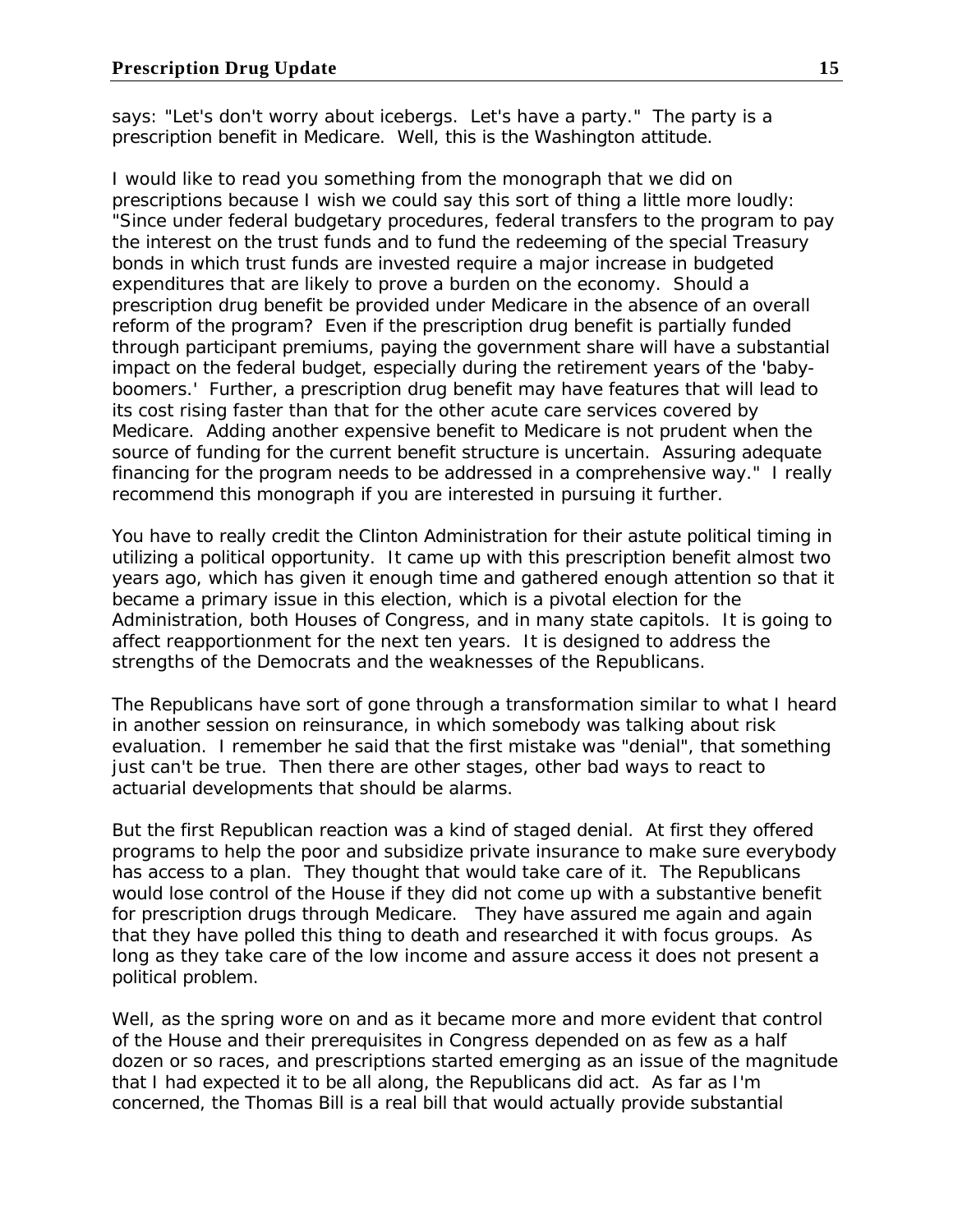says: "Let's don't worry about icebergs. Let's have a party." The party is a prescription benefit in Medicare. Well, this is the Washington attitude.

I would like to read you something from the monograph that we did on prescriptions because I wish we could say this sort of thing a little more loudly: "Since under federal budgetary procedures, federal transfers to the program to pay the interest on the trust funds and to fund the redeeming of the special Treasury bonds in which trust funds are invested require a major increase in budgeted expenditures that are likely to prove a burden on the economy. Should a prescription drug benefit be provided under Medicare in the absence of an overall reform of the program? Even if the prescription drug benefit is partially funded through participant premiums, paying the government share will have a substantial impact on the federal budget, especially during the retirement years of the 'baby-boomers.' Further, a prescription drug benefit may have features that will lead to its cost rising faster than that for the other acute care services covered by Medicare. Adding another expensive benefit to Medicare is not prudent when the source of funding for the current benefit structure is uncertain. Assuring adequate financing for the program needs to be addressed in a comprehensive way." I really recommend this monograph if you are interested in pursuing it further.

You have to really credit the Clinton Administration for their astute political timing in utilizing a political opportunity. It came up with this prescription benefit almost two years ago, which has given it enough time and gathered enough attention so that it became a primary issue in this election, which is a pivotal election for the Administration, both Houses of Congress, and in many state capitols. It is going to affect reapportionment for the next ten years. It is designed to address the strengths of the Democrats and the weaknesses of the Republicans.

The Republicans have sort of gone through a transformation similar to what I heard in another session on reinsurance, in which somebody was talking about risk evaluation. I remember he said that the first mistake was "denial", that something just can't be true. Then there are other stages, other bad ways to react to actuarial developments that should be alarms.

But the first Republican reaction was a kind of staged denial. At first they offered programs to help the poor and subsidize private insurance to make sure everybody has access to a plan. They thought that would take care of it. The Republicans would lose control of the House if they did not come up with a substantive benefit for prescription drugs through Medicare. They have assured me again and again that they have polled this thing to death and researched it with focus groups. As long as they take care of the low income and assure access it does not present a political problem.

Well, as the spring wore on and as it became more and more evident that control of the House and their prerequisites in Congress depended on as few as a half dozen or so races, and prescriptions started emerging as an issue of the magnitude that I had expected it to be all along, the Republicans did act. As far as I'm concerned, the Thomas Bill is a real bill that would actually provide substantial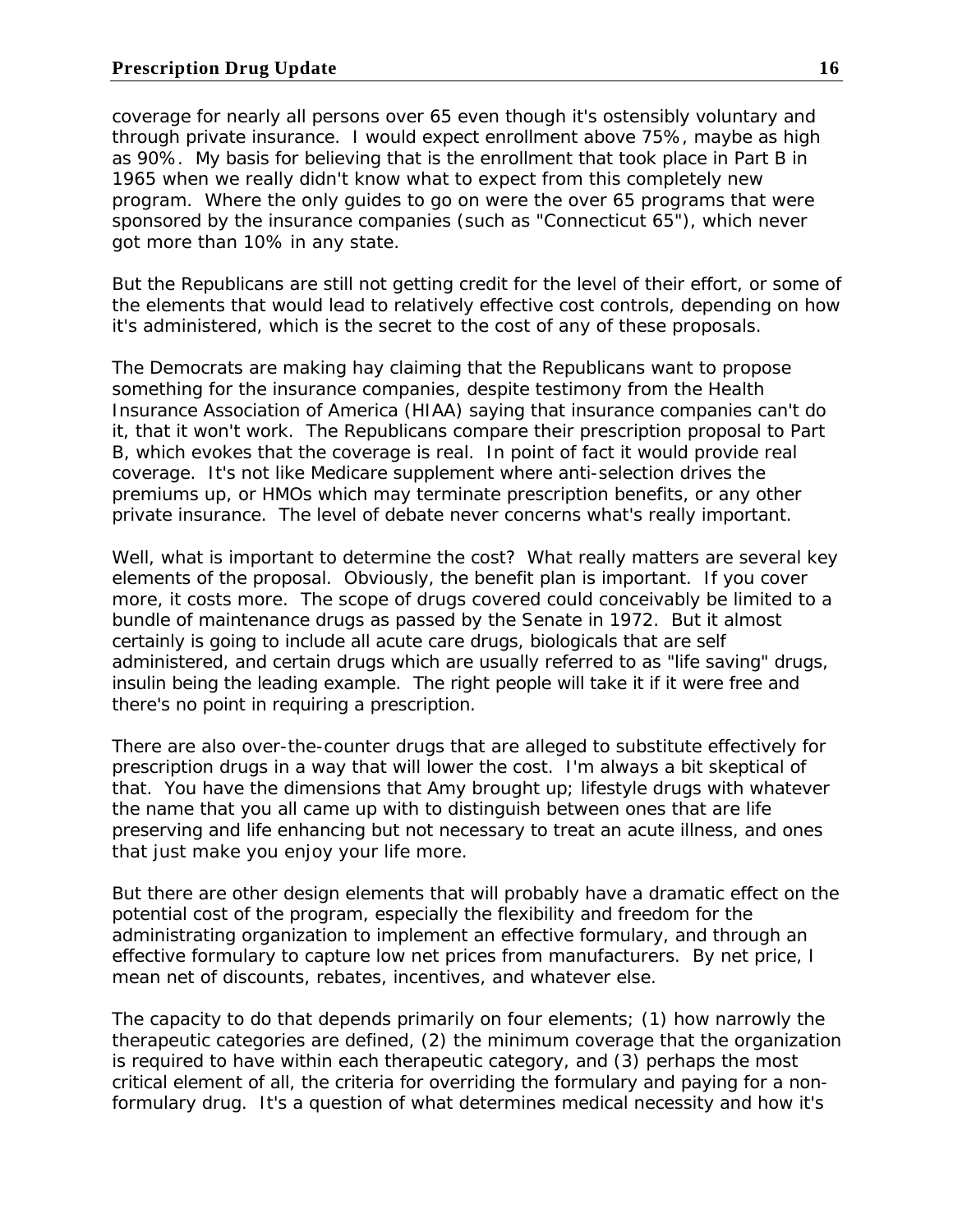coverage for nearly all persons over 65 even though it's ostensibly voluntary and through private insurance. I would expect enrollment above 75%, maybe as high as 90%. My basis for believing that is the enrollment that took place in Part B in 1965 when we really didn't know what to expect from this completely new program. Where the only guides to go on were the over 65 programs that were sponsored by the insurance companies (such as "Connecticut 65"), which never got more than 10% in any state.

But the Republicans are still not getting credit for the level of their effort, or some of the elements that would lead to relatively effective cost controls, depending on how it's administered, which is the secret to the cost of any of these proposals.

The Democrats are making hay claiming that the Republicans want to propose something for the insurance companies, despite testimony from the Health Insurance Association of America (HIAA) saying that insurance companies can't do it, that it won't work. The Republicans compare their prescription proposal to Part B, which evokes that the coverage is real. In point of fact it would provide real coverage. It's not like Medicare supplement where anti-selection drives the premiums up, or HMOs which may terminate prescription benefits, or any other private insurance. The level of debate never concerns what's really important.

Well, what is important to determine the cost? What really matters are several key elements of the proposal. Obviously, the benefit plan is important. If you cover more, it costs more. The scope of drugs covered could conceivably be limited to a bundle of maintenance drugs as passed by the Senate in 1972. But it almost certainly is going to include all acute care drugs, biologicals that are self administered, and certain drugs which are usually referred to as "life saving" drugs, insulin being the leading example. The right people will take it if it were free and there's no point in requiring a prescription.

There are also over-the-counter drugs that are alleged to substitute effectively for prescription drugs in a way that will lower the cost. I'm always a bit skeptical of that. You have the dimensions that Amy brought up; lifestyle drugs with whatever the name that you all came up with to distinguish between ones that are life preserving and life enhancing but not necessary to treat an acute illness, and ones that just make you enjoy your life more.

But there are other design elements that will probably have a dramatic effect on the potential cost of the program, especially the flexibility and freedom for the administrating organization to implement an effective formulary, and through an effective formulary to capture low net prices from manufacturers. By net price, I mean net of discounts, rebates, incentives, and whatever else.

The capacity to do that depends primarily on four elements; (1) how narrowly the therapeutic categories are defined, (2) the minimum coverage that the organization is required to have within each therapeutic category, and (3) perhaps the most critical element of all, the criteria for overriding the formulary and paying for a non-formulary drug. It's a question of what determines medical necessity and how it's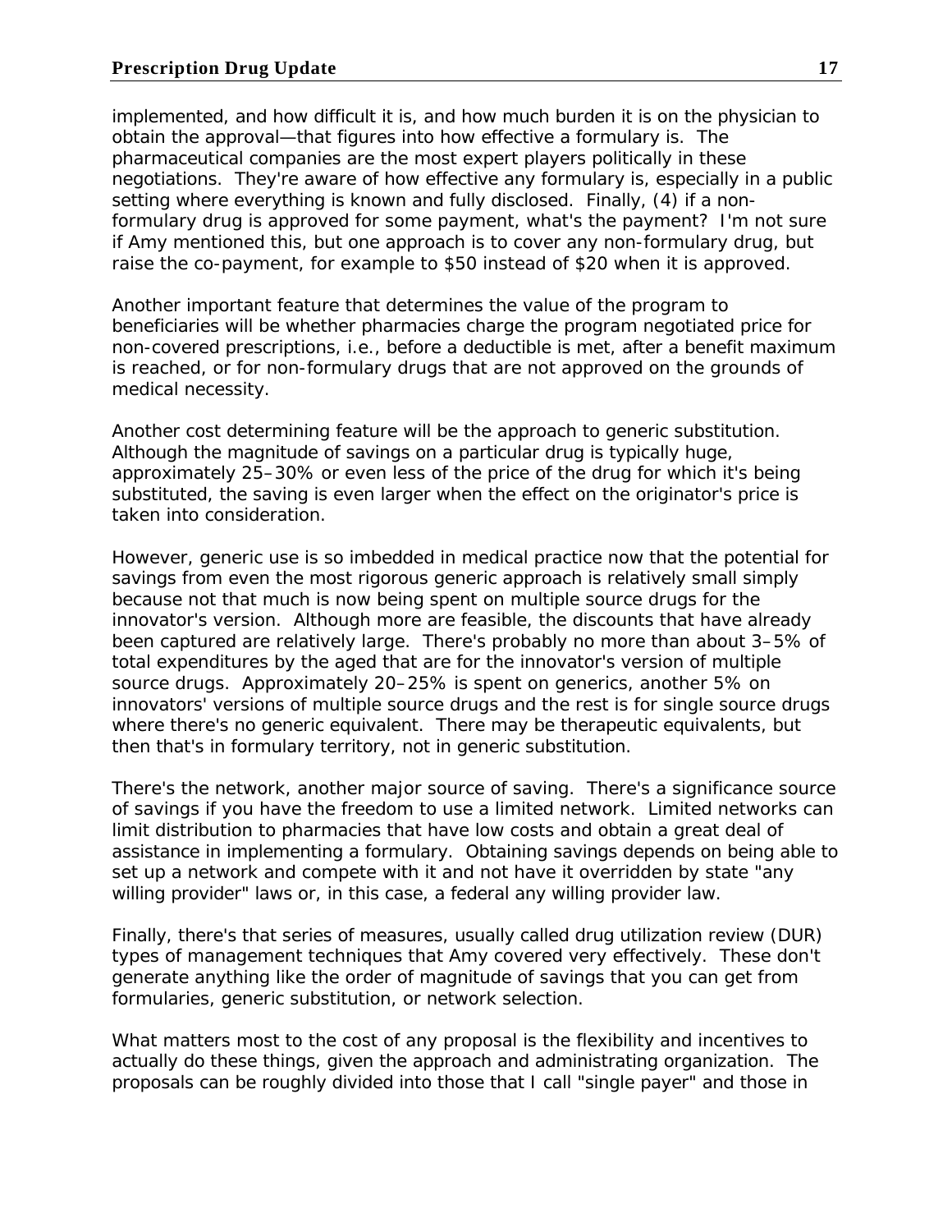implemented, and how difficult it is, and how much burden it is on the physician to obtain the approval—that figures into how effective a formulary is. The pharmaceutical companies are the most expert players politically in these negotiations. They're aware of how effective any formulary is, especially in a public setting where everything is known and fully disclosed. Finally, (4) if a non-formulary drug is approved for some payment, what's the payment? I'm not sure if Amy mentioned this, but one approach is to cover any non-formulary drug, but raise the co-payment, for example to $50 instead of $20 when it is approved.

Another important feature that determines the value of the program to beneficiaries will be whether pharmacies charge the program negotiated price for non-covered prescriptions, i.e., before a deductible is met, after a benefit maximum is reached, or for non-formulary drugs that are not approved on the grounds of medical necessity.

Another cost determining feature will be the approach to generic substitution. Although the magnitude of savings on a particular drug is typically huge, approximately 25–30% or even less of the price of the drug for which it's being substituted, the saving is even larger when the effect on the originator's price is taken into consideration.

However, generic use is so imbedded in medical practice now that the potential for savings from even the most rigorous generic approach is relatively small simply because not that much is now being spent on multiple source drugs for the innovator's version. Although more are feasible, the discounts that have already been captured are relatively large. There's probably no more than about 3–5% of total expenditures by the aged that are for the innovator's version of multiple source drugs. Approximately 20–25% is spent on generics, another 5% on innovators' versions of multiple source drugs and the rest is for single source drugs where there's no generic equivalent. There may be therapeutic equivalents, but then that's in formulary territory, not in generic substitution.

There's the network, another major source of saving. There's a significance source of savings if you have the freedom to use a limited network. Limited networks can limit distribution to pharmacies that have low costs and obtain a great deal of assistance in implementing a formulary. Obtaining savings depends on being able to set up a network and compete with it and not have it overridden by state "any willing provider" laws or, in this case, a federal any willing provider law.

Finally, there's that series of measures, usually called drug utilization review (DUR) types of management techniques that Amy covered very effectively. These don't generate anything like the order of magnitude of savings that you can get from formularies, generic substitution, or network selection.

What matters most to the cost of any proposal is the flexibility and incentives to actually do these things, given the approach and administrating organization. The proposals can be roughly divided into those that I call "single payer" and those in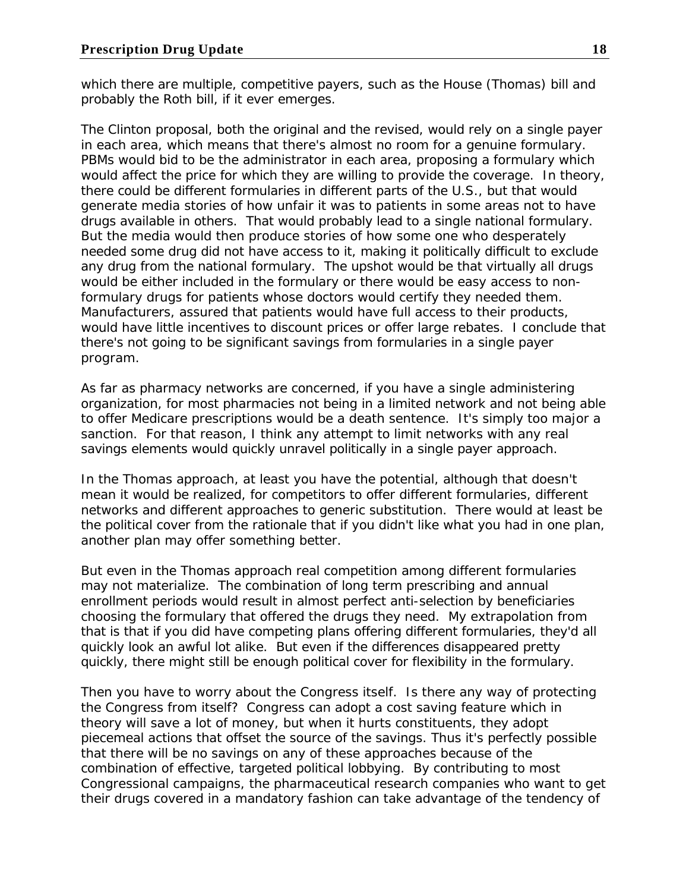which there are multiple, competitive payers, such as the House (Thomas) bill and probably the Roth bill, if it ever emerges.

The Clinton proposal, both the original and the revised, would rely on a single payer in each area, which means that there's almost no room for a genuine formulary. PBMs would bid to be the administrator in each area, proposing a formulary which would affect the price for which they are willing to provide the coverage. In theory, there could be different formularies in different parts of the U.S., but that would generate media stories of how unfair it was to patients in some areas not to have drugs available in others. That would probably lead to a single national formulary. But the media would then produce stories of how some one who desperately needed some drug did not have access to it, making it politically difficult to exclude any drug from the national formulary. The upshot would be that virtually all drugs would be either included in the formulary or there would be easy access to non-formulary drugs for patients whose doctors would certify they needed them. Manufacturers, assured that patients would have full access to their products, would have little incentives to discount prices or offer large rebates. I conclude that there's not going to be significant savings from formularies in a single payer program.

As far as pharmacy networks are concerned, if you have a single administering organization, for most pharmacies not being in a limited network and not being able to offer Medicare prescriptions would be a death sentence. It's simply too major a sanction. For that reason, I think any attempt to limit networks with any real savings elements would quickly unravel politically in a single payer approach.

In the Thomas approach, at least you have the potential, although that doesn't mean it would be realized, for competitors to offer different formularies, different networks and different approaches to generic substitution. There would at least be the political cover from the rationale that if you didn't like what you had in one plan, another plan may offer something better.

But even in the Thomas approach real competition among different formularies may not materialize. The combination of long term prescribing and annual enrollment periods would result in almost perfect anti-selection by beneficiaries choosing the formulary that offered the drugs they need. My extrapolation from that is that if you did have competing plans offering different formularies, they'd all quickly look an awful lot alike. But even if the differences disappeared pretty quickly, there might still be enough political cover for flexibility in the formulary.

Then you have to worry about the Congress itself. Is there any way of protecting the Congress from itself? Congress can adopt a cost saving feature which in theory will save a lot of money, but when it hurts constituents, they adopt piecemeal actions that offset the source of the savings. Thus it's perfectly possible that there will be no savings on any of these approaches because of the combination of effective, targeted political lobbying. By contributing to most Congressional campaigns, the pharmaceutical research companies who want to get their drugs covered in a mandatory fashion can take advantage of the tendency of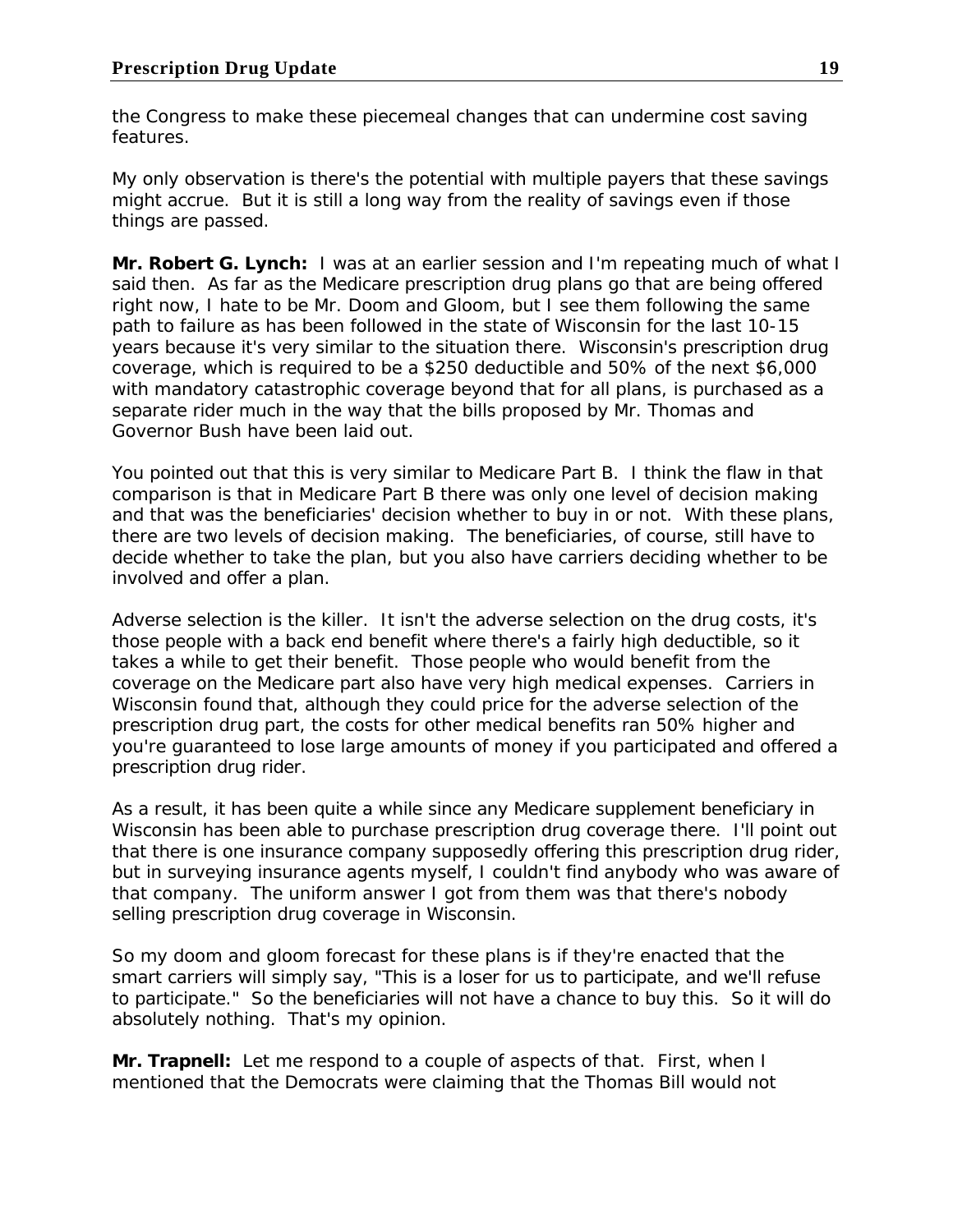the Congress to make these piecemeal changes that can undermine cost saving features.

My only observation is there's the potential with multiple payers that these savings might accrue. But it is still a long way from the reality of savings even if those things are passed.

**Mr. Robert G. Lynch:** I was at an earlier session and I'm repeating much of what I said then. As far as the Medicare prescription drug plans go that are being offered right now, I hate to be Mr. Doom and Gloom, but I see them following the same path to failure as has been followed in the state of Wisconsin for the last 10-15 years because it's very similar to the situation there. Wisconsin's prescription drug coverage, which is required to be a $250 deductible and 50% of the next $6,000 with mandatory catastrophic coverage beyond that for all plans, is purchased as a separate rider much in the way that the bills proposed by Mr. Thomas and Governor Bush have been laid out.

You pointed out that this is very similar to Medicare Part B. I think the flaw in that comparison is that in Medicare Part B there was only one level of decision making and that was the beneficiaries' decision whether to buy in or not. With these plans, there are two levels of decision making. The beneficiaries, of course, still have to decide whether to take the plan, but you also have carriers deciding whether to be involved and offer a plan.

Adverse selection is the killer. It isn't the adverse selection on the drug costs, it's those people with a back end benefit where there's a fairly high deductible, so it takes a while to get their benefit. Those people who would benefit from the coverage on the Medicare part also have very high medical expenses. Carriers in Wisconsin found that, although they could price for the adverse selection of the prescription drug part, the costs for other medical benefits ran 50% higher and you're guaranteed to lose large amounts of money if you participated and offered a prescription drug rider.

As a result, it has been quite a while since any Medicare supplement beneficiary in Wisconsin has been able to purchase prescription drug coverage there. I'll point out that there is one insurance company supposedly offering this prescription drug rider, but in surveying insurance agents myself, I couldn't find anybody who was aware of that company. The uniform answer I got from them was that there's nobody selling prescription drug coverage in Wisconsin.

So my doom and gloom forecast for these plans is if they're enacted that the smart carriers will simply say, "This is a loser for us to participate, and we'll refuse to participate." So the beneficiaries will not have a chance to buy this. So it will do absolutely nothing. That's my opinion.

**Mr. Trapnell:** Let me respond to a couple of aspects of that. First, when I mentioned that the Democrats were claiming that the Thomas Bill would not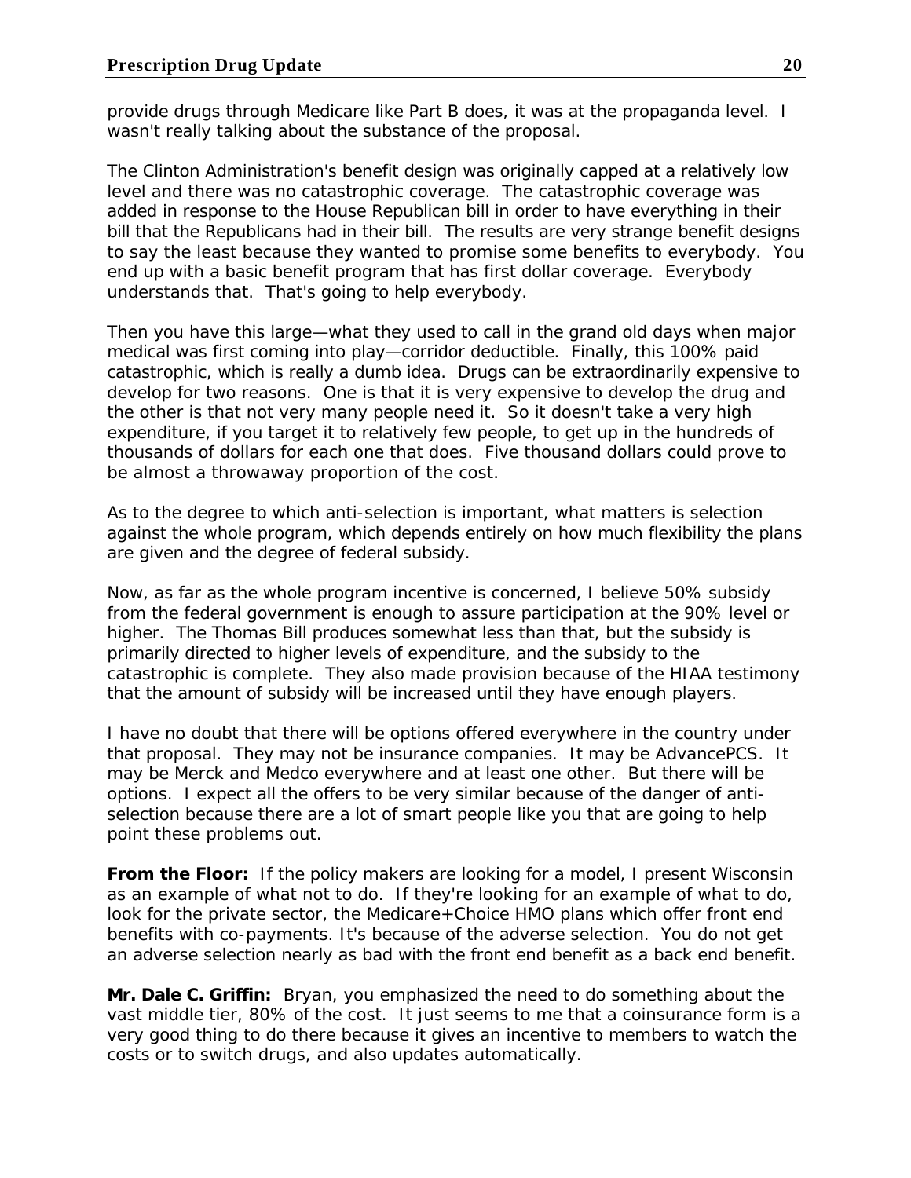provide drugs through Medicare like Part B does, it was at the propaganda level. I wasn't really talking about the substance of the proposal.

The Clinton Administration's benefit design was originally capped at a relatively low level and there was no catastrophic coverage. The catastrophic coverage was added in response to the House Republican bill in order to have everything in their bill that the Republicans had in their bill. The results are very strange benefit designs to say the least because they wanted to promise some benefits to everybody. You end up with a basic benefit program that has first dollar coverage. Everybody understands that. That's going to help everybody.

Then you have this large—what they used to call in the grand old days when major medical was first coming into play—corridor deductible. Finally, this 100% paid catastrophic, which is really a dumb idea. Drugs can be extraordinarily expensive to develop for two reasons. One is that it is very expensive to develop the drug and the other is that not very many people need it. So it doesn't take a very high expenditure, if you target it to relatively few people, to get up in the hundreds of thousands of dollars for each one that does. Five thousand dollars could prove to be almost a throwaway proportion of the cost.

As to the degree to which anti-selection is important, what matters is selection against the whole program, which depends entirely on how much flexibility the plans are given and the degree of federal subsidy.

Now, as far as the whole program incentive is concerned, I believe 50% subsidy from the federal government is enough to assure participation at the 90% level or higher. The Thomas Bill produces somewhat less than that, but the subsidy is primarily directed to higher levels of expenditure, and the subsidy to the catastrophic is complete. They also made provision because of the HIAA testimony that the amount of subsidy will be increased until they have enough players.

I have no doubt that there will be options offered everywhere in the country under that proposal. They may not be insurance companies. It may be AdvancePCS. It may be Merck and Medco everywhere and at least one other. But there will be options. I expect all the offers to be very similar because of the danger of anti-selection because there are a lot of smart people like you that are going to help point these problems out.

**From the Floor:** If the policy makers are looking for a model, I present Wisconsin as an example of what not to do. If they're looking for an example of what to do, look for the private sector, the Medicare+Choice HMO plans which offer front end benefits with co-payments. It's because of the adverse selection. You do not get an adverse selection nearly as bad with the front end benefit as a back end benefit.

**Mr. Dale C. Griffin:** Bryan, you emphasized the need to do something about the vast middle tier, 80% of the cost. It just seems to me that a coinsurance form is a very good thing to do there because it gives an incentive to members to watch the costs or to switch drugs, and also updates automatically.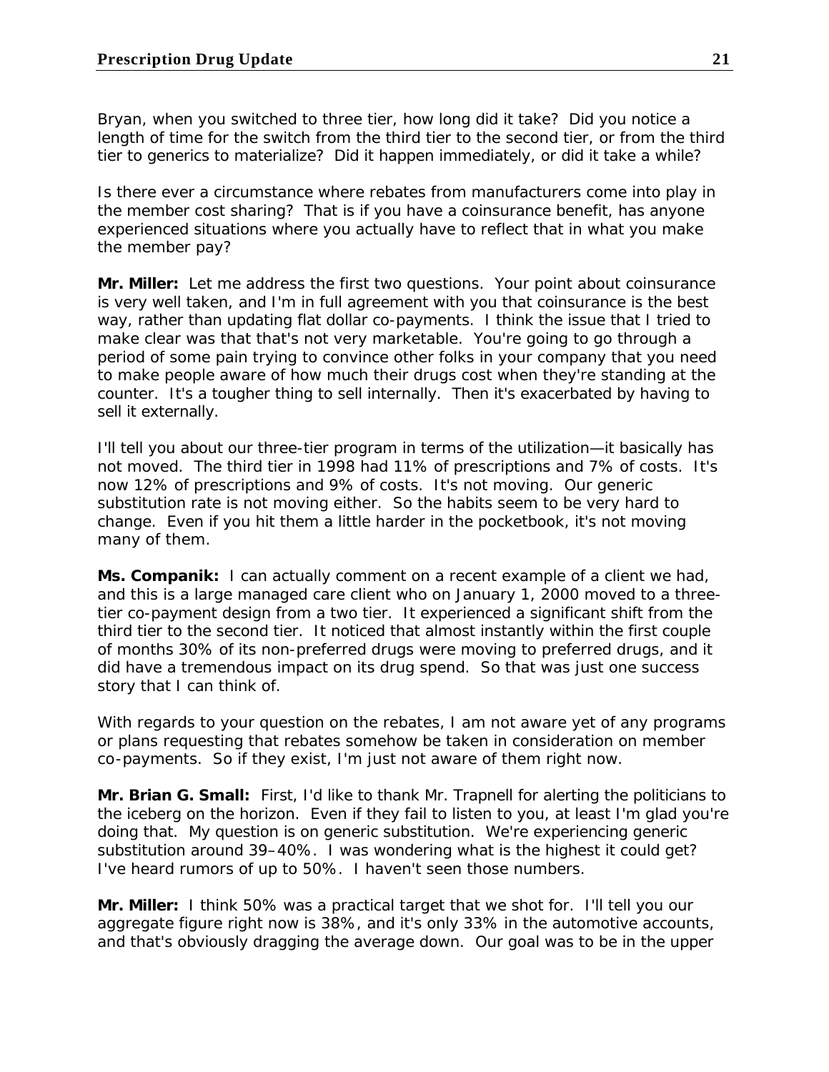Bryan, when you switched to three tier, how long did it take? Did you notice a length of time for the switch from the third tier to the second tier, or from the third tier to generics to materialize? Did it happen immediately, or did it take a while?

Is there ever a circumstance where rebates from manufacturers come into play in the member cost sharing? That is if you have a coinsurance benefit, has anyone experienced situations where you actually have to reflect that in what you make the member pay?

**Mr. Miller:** Let me address the first two questions. Your point about coinsurance is very well taken, and I'm in full agreement with you that coinsurance is the best way, rather than updating flat dollar co-payments. I think the issue that I tried to make clear was that that's not very marketable. You're going to go through a period of some pain trying to convince other folks in your company that you need to make people aware of how much their drugs cost when they're standing at the counter. It's a tougher thing to sell internally. Then it's exacerbated by having to sell it externally.

I'll tell you about our three-tier program in terms of the utilization—it basically has not moved. The third tier in 1998 had 11% of prescriptions and 7% of costs. It's now 12% of prescriptions and 9% of costs. It's not moving. Our generic substitution rate is not moving either. So the habits seem to be very hard to change. Even if you hit them a little harder in the pocketbook, it's not moving many of them.

**Ms. Companik:** I can actually comment on a recent example of a client we had, and this is a large managed care client who on January 1, 2000 moved to a three-tier co-payment design from a two tier. It experienced a significant shift from the third tier to the second tier. It noticed that almost instantly within the first couple of months 30% of its non-preferred drugs were moving to preferred drugs, and it did have a tremendous impact on its drug spend. So that was just one success story that I can think of.

With regards to your question on the rebates, I am not aware yet of any programs or plans requesting that rebates somehow be taken in consideration on member co-payments. So if they exist, I'm just not aware of them right now.

**Mr. Brian G. Small:** First, I'd like to thank Mr. Trapnell for alerting the politicians to the iceberg on the horizon. Even if they fail to listen to you, at least I'm glad you're doing that. My question is on generic substitution. We're experiencing generic substitution around 39–40%. I was wondering what is the highest it could get? I've heard rumors of up to 50%. I haven't seen those numbers.

**Mr. Miller:** I think 50% was a practical target that we shot for. I'll tell you our aggregate figure right now is 38%, and it's only 33% in the automotive accounts, and that's obviously dragging the average down. Our goal was to be in the upper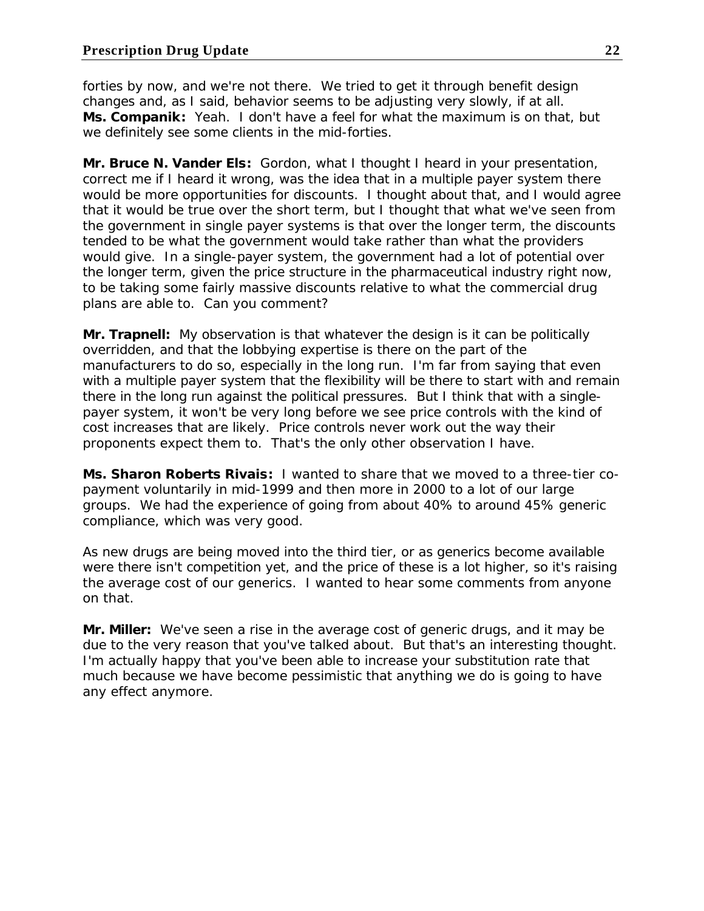forties by now, and we're not there. We tried to get it through benefit design changes and, as I said, behavior seems to be adjusting very slowly, if at all.
**Ms. Companik:** Yeah. I don't have a feel for what the maximum is on that, but we definitely see some clients in the mid-forties.

**Mr. Bruce N. Vander Els:** Gordon, what I thought I heard in your presentation, correct me if I heard it wrong, was the idea that in a multiple payer system there would be more opportunities for discounts. I thought about that, and I would agree that it would be true over the short term, but I thought that what we've seen from the government in single payer systems is that over the longer term, the discounts tended to be what the government would take rather than what the providers would give. In a single-payer system, the government had a lot of potential over the longer term, given the price structure in the pharmaceutical industry right now, to be taking some fairly massive discounts relative to what the commercial drug plans are able to. Can you comment?

**Mr. Trapnell:** My observation is that whatever the design is it can be politically overridden, and that the lobbying expertise is there on the part of the manufacturers to do so, especially in the long run. I'm far from saying that even with a multiple payer system that the flexibility will be there to start with and remain there in the long run against the political pressures. But I think that with a single-payer system, it won't be very long before we see price controls with the kind of cost increases that are likely. Price controls never work out the way their proponents expect them to. That's the only other observation I have.

**Ms. Sharon Roberts Rivais:** I wanted to share that we moved to a three-tier co-payment voluntarily in mid-1999 and then more in 2000 to a lot of our large groups. We had the experience of going from about 40% to around 45% generic compliance, which was very good.

As new drugs are being moved into the third tier, or as generics become available were there isn't competition yet, and the price of these is a lot higher, so it's raising the average cost of our generics. I wanted to hear some comments from anyone on that.

**Mr. Miller:** We've seen a rise in the average cost of generic drugs, and it may be due to the very reason that you've talked about. But that's an interesting thought. I'm actually happy that you've been able to increase your substitution rate that much because we have become pessimistic that anything we do is going to have any effect anymore.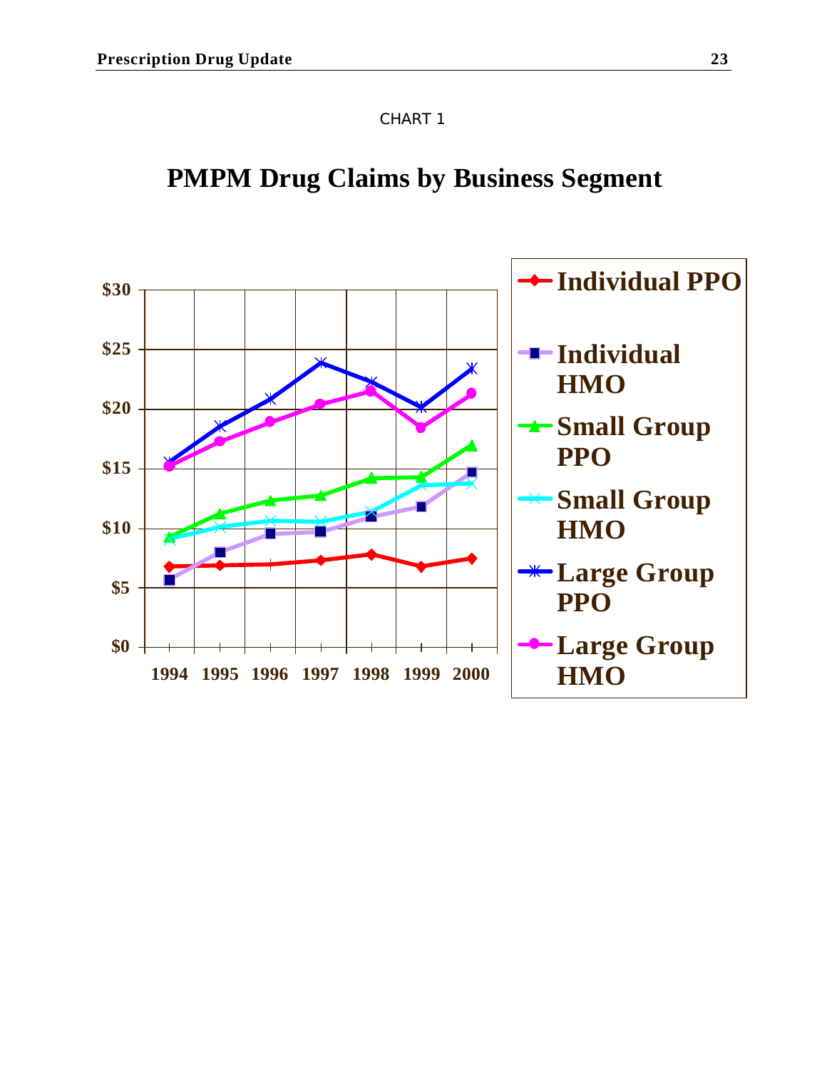CHART 1

## PMPM Drug Claims by Business Segment

$30
$25
$20
$15
$10
$5
$0

1994 1995 1996 1997 1998 1999 2000

Individual PPO
Individual HMO
Small Group PPO
Small Group HMO
Large Group PPO
Large Group HMO